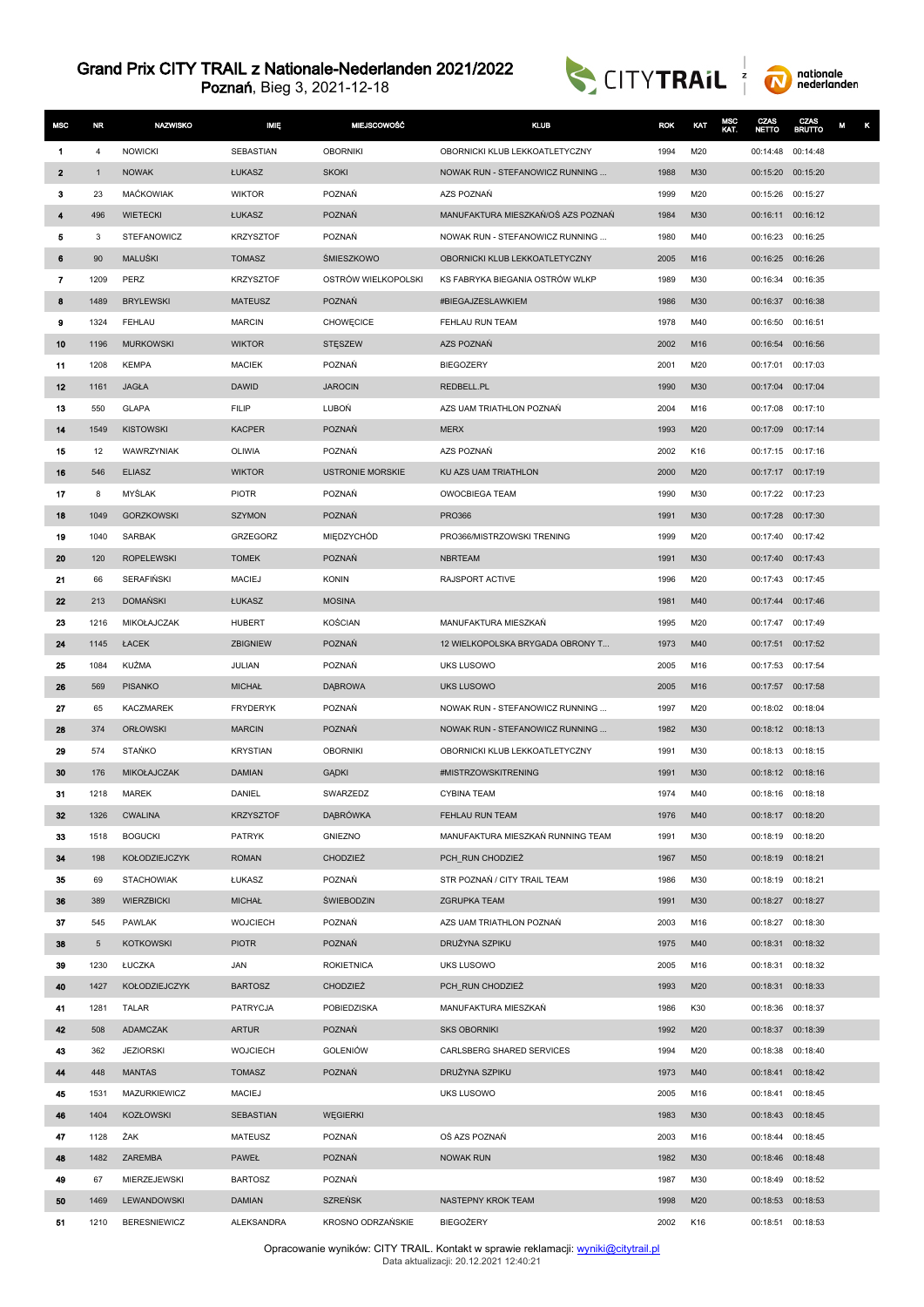# Grand Prix CITY TRAIL z Nationale-Nederlanden 2021/2022

Poznań, Bieg 3, 2021-12-18

| MSC | NR | NAZWISKO | IMIĘ | MIEJSCOWOŚĆ | KLUB | ROK | KAT | MSC KAT. | CZAS NETTO | CZAS BRUTTO | M | K |
|---|---|---|---|---|---|---|---|---|---|---|---|---|
| 1 | 4 | NOWICKI | SEBASTIAN | OBORNIKI | OBORNICKI KLUB LEKKOATLETYCZNY | 1994 | M20 | | 00:14:48 | 00:14:48 | | |
| 2 | 1 | NOWAK | ŁUKASZ | SKOKI | NOWAK RUN - STEFANOWICZ RUNNING ... | 1988 | M30 | | 00:15:20 | 00:15:20 | | |
| 3 | 23 | MAĆKOWIAK | WIKTOR | POZNAŃ | AZS POZNAŃ | 1999 | M20 | | 00:15:26 | 00:15:27 | | |
| 4 | 496 | WIETECKI | ŁUKASZ | POZNAŃ | MANUFAKTURA MIESZKAŃ/OŚ AZS POZNAŃ | 1984 | M30 | | 00:16:11 | 00:16:12 | | |
| 5 | 3 | STEFANOWICZ | KRZYSZTOF | POZNAŃ | NOWAK RUN - STEFANOWICZ RUNNING ... | 1980 | M40 | | 00:16:23 | 00:16:25 | | |
| 6 | 90 | MALUŚKI | TOMASZ | ŚMIESZKOWO | OBORNICKI KLUB LEKKOATLETYCZNY | 2005 | M16 | | 00:16:25 | 00:16:26 | | |
| 7 | 1209 | PERZ | KRZYSZTOF | OSTRÓW WIELKOPOLSKI | KS FABRYKA BIEGANIA OSTRÓW WLKP | 1989 | M30 | | 00:16:34 | 00:16:35 | | |
| 8 | 1489 | BRYLEWSKI | MATEUSZ | POZNAŃ | #BIEGAJZESLAWKIEM | 1986 | M30 | | 00:16:37 | 00:16:38 | | |
| 9 | 1324 | FEHLAU | MARCIN | CHOWĘCICE | FEHLAU RUN TEAM | 1978 | M40 | | 00:16:50 | 00:16:51 | | |
| 10 | 1196 | MURKOWSKI | WIKTOR | STĘSZEW | AZS POZNAŃ | 2002 | M16 | | 00:16:54 | 00:16:56 | | |
| 11 | 1208 | KEMPA | MACIEK | POZNAŃ | BIEGOZERY | 2001 | M20 | | 00:17:01 | 00:17:03 | | |
| 12 | 1161 | JAGŁA | DAWID | JAROCIN | REDBELL.PL | 1990 | M30 | | 00:17:04 | 00:17:04 | | |
| 13 | 550 | GLAPA | FILIP | LUBOŃ | AZS UAM TRIATHLON POZNAŃ | 2004 | M16 | | 00:17:08 | 00:17:10 | | |
| 14 | 1549 | KISTOWSKI | KACPER | POZNAŃ | MERX | 1993 | M20 | | 00:17:09 | 00:17:14 | | |
| 15 | 12 | WAWRZYNIAK | OLIWIA | POZNAŃ | AZS POZNAŃ | 2002 | K16 | | 00:17:15 | 00:17:16 | | |
| 16 | 546 | ELIASZ | WIKTOR | USTRONIE MORSKIE | KU AZS UAM TRIATHLON | 2000 | M20 | | 00:17:17 | 00:17:19 | | |
| 17 | 8 | MYŚLAK | PIOTR | POZNAŃ | OWOCBIEGA TEAM | 1990 | M30 | | 00:17:22 | 00:17:23 | | |
| 18 | 1049 | GORZKOWSKI | SZYMON | POZNAŃ | PRO366 | 1991 | M30 | | 00:17:28 | 00:17:30 | | |
| 19 | 1040 | SARBAK | GRZEGORZ | MIĘDZYCHÓD | PRO366/MISTRZOWSKI TRENING | 1999 | M20 | | 00:17:40 | 00:17:42 | | |
| 20 | 120 | ROPELEWSKI | TOMEK | POZNAŃ | NBRTEAM | 1991 | M30 | | 00:17:40 | 00:17:43 | | |
| 21 | 66 | SERAFIŃSKI | MACIEJ | KONIN | RAJSPORT ACTIVE | 1996 | M20 | | 00:17:43 | 00:17:45 | | |
| 22 | 213 | DOMAŃSKI | ŁUKASZ | MOSINA | | 1981 | M40 | | 00:17:44 | 00:17:46 | | |
| 23 | 1216 | MIKOŁAJCZAK | HUBERT | KOŚCIAN | MANUFAKTURA MIESZKAŃ | 1995 | M20 | | 00:17:47 | 00:17:49 | | |
| 24 | 1145 | ŁACEK | ZBIGNIEW | POZNAŃ | 12 WIELKOPOLSKA BRYGADA OBRONY T... | 1973 | M40 | | 00:17:51 | 00:17:52 | | |
| 25 | 1084 | KUŹMA | JULIAN | POZNAŃ | UKS LUSOWO | 2005 | M16 | | 00:17:53 | 00:17:54 | | |
| 26 | 569 | PISANKO | MICHAŁ | DĄBROWA | UKS LUSOWO | 2005 | M16 | | 00:17:57 | 00:17:58 | | |
| 27 | 65 | KACZMAREK | FRYDERYK | POZNAŃ | NOWAK RUN - STEFANOWICZ RUNNING ... | 1997 | M20 | | 00:18:02 | 00:18:04 | | |
| 28 | 374 | ORŁOWSKI | MARCIN | POZNAŃ | NOWAK RUN - STEFANOWICZ RUNNING ... | 1982 | M30 | | 00:18:12 | 00:18:13 | | |
| 29 | 574 | STAŃKO | KRYSTIAN | OBORNIKI | OBORNICKI KLUB LEKKOATLETYCZNY | 1991 | M30 | | 00:18:13 | 00:18:15 | | |
| 30 | 176 | MIKOŁAJCZAK | DAMIAN | GĄDKI | #MISTRZOWSKITRENING | 1991 | M30 | | 00:18:12 | 00:18:16 | | |
| 31 | 1218 | MAREK | DANIEL | SWARZEDZ | CYBINA TEAM | 1974 | M40 | | 00:18:16 | 00:18:18 | | |
| 32 | 1326 | CWALINA | KRZYSZTOF | DĄBRÓWKA | FEHLAU RUN TEAM | 1976 | M40 | | 00:18:17 | 00:18:20 | | |
| 33 | 1518 | BOGUCKI | PATRYK | GNIEZNO | MANUFAKTURA MIESZKAŃ RUNNING TEAM | 1991 | M30 | | 00:18:19 | 00:18:20 | | |
| 34 | 198 | KOŁODZIEJCZYK | ROMAN | CHODZIEŻ | PCH_RUN CHODZIEŻ | 1967 | M50 | | 00:18:19 | 00:18:21 | | |
| 35 | 69 | STACHOWIAK | ŁUKASZ | POZNAŃ | STR POZNAŃ / CITY TRAIL TEAM | 1986 | M30 | | 00:18:19 | 00:18:21 | | |
| 36 | 389 | WIERZBICKI | MICHAŁ | ŚWIEBODZIN | ZGRUPKA TEAM | 1991 | M30 | | 00:18:27 | 00:18:27 | | |
| 37 | 545 | PAWLAK | WOJCIECH | POZNAŃ | AZS UAM TRIATHLON POZNAŃ | 2003 | M16 | | 00:18:27 | 00:18:30 | | |
| 38 | 5 | KOTKOWSKI | PIOTR | POZNAŃ | DRUŻYNA SZPIKU | 1975 | M40 | | 00:18:31 | 00:18:32 | | |
| 39 | 1230 | ŁUCZKA | JAN | ROKIETNICA | UKS LUSOWO | 2005 | M16 | | 00:18:31 | 00:18:32 | | |
| 40 | 1427 | KOŁODZIEJCZYK | BARTOSZ | CHODZIEŻ | PCH_RUN CHODZIEŻ | 1993 | M20 | | 00:18:31 | 00:18:33 | | |
| 41 | 1281 | TALAR | PATRYCJA | POBIEDZISKA | MANUFAKTURA MIESZKAŃ | 1986 | K30 | | 00:18:36 | 00:18:37 | | |
| 42 | 508 | ADAMCZAK | ARTUR | POZNAŃ | SKS OBORNIKI | 1992 | M20 | | 00:18:37 | 00:18:39 | | |
| 43 | 362 | JEZIORSKI | WOJCIECH | GOLENIÓW | CARLSBERG SHARED SERVICES | 1994 | M20 | | 00:18:38 | 00:18:40 | | |
| 44 | 448 | MANTAS | TOMASZ | POZNAŃ | DRUŻYNA SZPIKU | 1973 | M40 | | 00:18:41 | 00:18:42 | | |
| 45 | 1531 | MAZURKIEWICZ | MACIEJ | | UKS LUSOWO | 2005 | M16 | | 00:18:41 | 00:18:45 | | |
| 46 | 1404 | KOZŁOWSKI | SEBASTIAN | WĘGIERKI | | 1983 | M30 | | 00:18:43 | 00:18:45 | | |
| 47 | 1128 | ŻAK | MATEUSZ | POZNAŃ | OŚ AZS POZNAŃ | 2003 | M16 | | 00:18:44 | 00:18:45 | | |
| 48 | 1482 | ZAREMBA | PAWEŁ | POZNAŃ | NOWAK RUN | 1982 | M30 | | 00:18:46 | 00:18:48 | | |
| 49 | 67 | MIERZEJEWSKI | BARTOSZ | POZNAŃ | | 1987 | M30 | | 00:18:49 | 00:18:52 | | |
| 50 | 1469 | LEWANDOWSKI | DAMIAN | SZREŃSK | NASTEPNY KROK TEAM | 1998 | M20 | | 00:18:53 | 00:18:53 | | |
| 51 | 1210 | BERESNIEWICZ | ALEKSANDRA | KROSNO ODRZAŃSKIE | BIEGOŻERY | 2002 | K16 | | 00:18:51 | 00:18:53 | | |

Opracowanie wyników: CITY TRAIL. Kontakt w sprawie reklamacji: wyniki@citytrail.pl
Data aktualizacji: 20.12.2021 12:40:21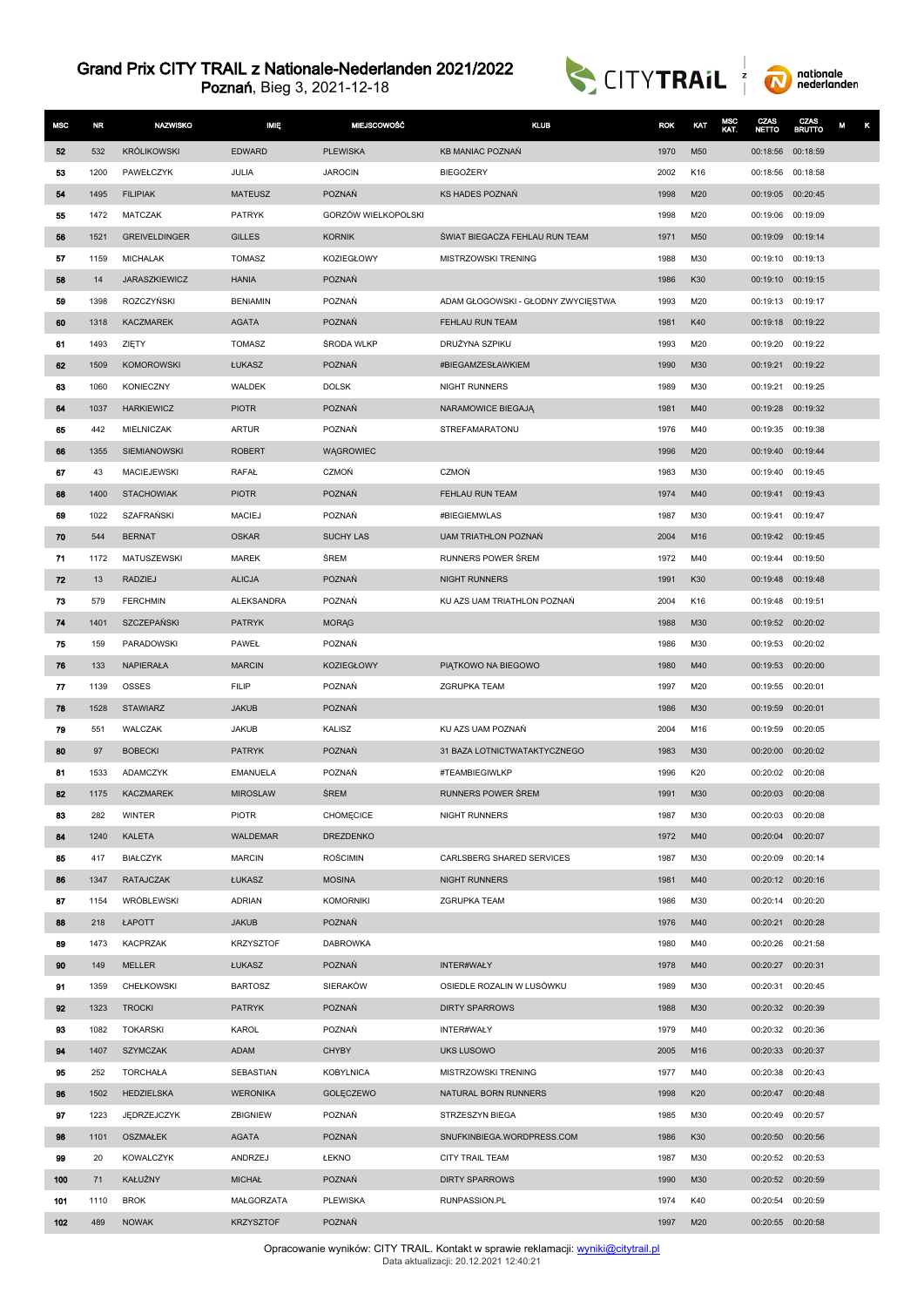# Grand Prix CITY TRAIL z Nationale-Nederlanden 2021/2022

**Poznań**, Bieg 3, 2021-12-18

| MSC | NR | NAZWISKO | IMIĘ | MIEJSCOWOŚĆ | KLUB | ROK | KAT | MSC KAT. | CZAS NETTO | CZAS BRUTTO | M | K |
|---|---|---|---|---|---|---|---|---|---|---|---|---|
| 52 | 532 | KRÓLIKOWSKI | EDWARD | PLEWISKA | KB MANIAC POZNAŃ | 1970 | M50 | | 00:18:56 | 00:18:59 | | |
| 53 | 1200 | PAWEŁCZYK | JULIA | JAROCIN | BIEGOŻERY | 2002 | K16 | | 00:18:56 | 00:18:58 | | |
| 54 | 1495 | FILIPIAK | MATEUSZ | POZNAŃ | KS HADES POZNAŃ | 1998 | M20 | | 00:19:05 | 00:20:45 | | |
| 55 | 1472 | MATCZAK | PATRYK | GORZÓW WIELKOPOLSKI | | 1998 | M20 | | 00:19:06 | 00:19:09 | | |
| 56 | 1521 | GREIVELDINGER | GILLES | KORNIK | ŚWIAT BIEGACZA FEHLAU RUN TEAM | 1971 | M50 | | 00:19:09 | 00:19:14 | | |
| 57 | 1159 | MICHALAK | TOMASZ | KOZIEGŁOWY | MISTRZOWSKI TRENING | 1988 | M30 | | 00:19:10 | 00:19:13 | | |
| 58 | 14 | JARASZKIEWICZ | HANIA | POZNAŃ | | 1986 | K30 | | 00:19:10 | 00:19:15 | | |
| 59 | 1398 | ROZCZYŃSKI | BENIAMIN | POZNAŃ | ADAM GŁOGOWSKI - GŁODNY ZWYCIĘSTWA | 1993 | M20 | | 00:19:13 | 00:19:17 | | |
| 60 | 1318 | KACZMAREK | AGATA | POZNAŃ | FEHLAU RUN TEAM | 1981 | K40 | | 00:19:18 | 00:19:22 | | |
| 61 | 1493 | ZIĘTY | TOMASZ | ŚRODA WLKP | DRUŻYNA SZPIKU | 1993 | M20 | | 00:19:20 | 00:19:22 | | |
| 62 | 1509 | KOMOROWSKI | ŁUKASZ | POZNAŃ | #BIEGAMZESŁAWKIEM | 1990 | M30 | | 00:19:21 | 00:19:22 | | |
| 63 | 1060 | KONIECZNY | WALDEK | DOLSK | NIGHT RUNNERS | 1989 | M30 | | 00:19:21 | 00:19:25 | | |
| 64 | 1037 | HARKIEWICZ | PIOTR | POZNAŃ | NARAMOWICE BIEGAJĄ | 1981 | M40 | | 00:19:28 | 00:19:32 | | |
| 65 | 442 | MIELNICZAK | ARTUR | POZNAŃ | STREFAMARATONU | 1976 | M40 | | 00:19:35 | 00:19:38 | | |
| 66 | 1355 | SIEMIANOWSKI | ROBERT | WĄGROWIEC | | 1996 | M20 | | 00:19:40 | 00:19:44 | | |
| 67 | 43 | MACIEJEWSKI | RAFAŁ | CZMOŃ | CZMOŃ | 1983 | M30 | | 00:19:40 | 00:19:45 | | |
| 68 | 1400 | STACHOWIAK | PIOTR | POZNAŃ | FEHLAU RUN TEAM | 1974 | M40 | | 00:19:41 | 00:19:43 | | |
| 69 | 1022 | SZAFRAŃSKI | MACIEJ | POZNAŃ | #BIEGIEMWLAS | 1987 | M30 | | 00:19:41 | 00:19:47 | | |
| 70 | 544 | BERNAT | OSKAR | SUCHY LAS | UAM TRIATHLON POZNAŃ | 2004 | M16 | | 00:19:42 | 00:19:45 | | |
| 71 | 1172 | MATUSZEWSKI | MAREK | ŚREM | RUNNERS POWER ŚREM | 1972 | M40 | | 00:19:44 | 00:19:50 | | |
| 72 | 13 | RADZIEJ | ALICJA | POZNAŃ | NIGHT RUNNERS | 1991 | K30 | | 00:19:48 | 00:19:48 | | |
| 73 | 579 | FERCHMIN | ALEKSANDRA | POZNAŃ | KU AZS UAM TRIATHLON POZNAŃ | 2004 | K16 | | 00:19:48 | 00:19:51 | | |
| 74 | 1401 | SZCZEPAŃSKI | PATRYK | MORĄG | | 1988 | M30 | | 00:19:52 | 00:20:02 | | |
| 75 | 159 | PARADOWSKI | PAWEŁ | POZNAŃ | | 1986 | M30 | | 00:19:53 | 00:20:02 | | |
| 76 | 133 | NAPIERAŁA | MARCIN | KOZIEGŁOWY | PIĄTKOWO NA BIEGOWO | 1980 | M40 | | 00:19:53 | 00:20:00 | | |
| 77 | 1139 | OSSES | FILIP | POZNAŃ | ZGRUPKA TEAM | 1997 | M20 | | 00:19:55 | 00:20:01 | | |
| 78 | 1528 | STAWIARZ | JAKUB | POZNAŃ | | 1986 | M30 | | 00:19:59 | 00:20:01 | | |
| 79 | 551 | WALCZAK | JAKUB | KALISZ | KU AZS UAM POZNAŃ | 2004 | M16 | | 00:19:59 | 00:20:05 | | |
| 80 | 97 | BOBECKI | PATRYK | POZNAŃ | 31 BAZA LOTNICTWATAKTYCZNEGO | 1983 | M30 | | 00:20:00 | 00:20:02 | | |
| 81 | 1533 | ADAMCZYK | EMANUELA | POZNAŃ | #TEAMBIEGIWLKP | 1996 | K20 | | 00:20:02 | 00:20:08 | | |
| 82 | 1175 | KACZMAREK | MIROSLAW | ŚREM | RUNNERS POWER ŚREM | 1991 | M30 | | 00:20:03 | 00:20:08 | | |
| 83 | 282 | WINTER | PIOTR | CHOMĘCICE | NIGHT RUNNERS | 1987 | M30 | | 00:20:03 | 00:20:08 | | |
| 84 | 1240 | KALETA | WALDEMAR | DREZDENKO | | 1972 | M40 | | 00:20:04 | 00:20:07 | | |
| 85 | 417 | BIAŁCZYK | MARCIN | ROŚCIMIN | CARLSBERG SHARED SERVICES | 1987 | M30 | | 00:20:09 | 00:20:14 | | |
| 86 | 1347 | RATAJCZAK | ŁUKASZ | MOSINA | NIGHT RUNNERS | 1981 | M40 | | 00:20:12 | 00:20:16 | | |
| 87 | 1154 | WRÓBLEWSKI | ADRIAN | KOMORNIKI | ZGRUPKA TEAM | 1986 | M30 | | 00:20:14 | 00:20:20 | | |
| 88 | 218 | ŁAPOTT | JAKUB | POZNAŃ | | 1976 | M40 | | 00:20:21 | 00:20:28 | | |
| 89 | 1473 | KACPRZAK | KRZYSZTOF | DABROWKA | | 1980 | M40 | | 00:20:26 | 00:21:58 | | |
| 90 | 149 | MELLER | ŁUKASZ | POZNAŃ | INTER#WAŁY | 1978 | M40 | | 00:20:27 | 00:20:31 | | |
| 91 | 1359 | CHEŁKOWSKI | BARTOSZ | SIERAKÓW | OSIEDLE ROZALIN W LUSÓWKU | 1989 | M30 | | 00:20:31 | 00:20:45 | | |
| 92 | 1323 | TROCKI | PATRYK | POZNAŃ | DIRTY SPARROWS | 1988 | M30 | | 00:20:32 | 00:20:39 | | |
| 93 | 1082 | TOKARSKI | KAROL | POZNAŃ | INTER#WAŁY | 1979 | M40 | | 00:20:32 | 00:20:36 | | |
| 94 | 1407 | SZYMCZAK | ADAM | CHYBY | UKS LUSOWO | 2005 | M16 | | 00:20:33 | 00:20:37 | | |
| 95 | 252 | TORCHAŁA | SEBASTIAN | KOBYLNICA | MISTRZOWSKI TRENING | 1977 | M40 | | 00:20:38 | 00:20:43 | | |
| 96 | 1502 | HEDZIELSKA | WERONIKA | GOLĘCZEWO | NATURAL BORN RUNNERS | 1998 | K20 | | 00:20:47 | 00:20:48 | | |
| 97 | 1223 | JĘDRZEJCZYK | ZBIGNIEW | POZNAŃ | STRZESZYN BIEGA | 1985 | M30 | | 00:20:49 | 00:20:57 | | |
| 98 | 1101 | OSZMAŁEK | AGATA | POZNAŃ | SNUFKINBIEGA.WORDPRESS.COM | 1986 | K30 | | 00:20:50 | 00:20:56 | | |
| 99 | 20 | KOWALCZYK | ANDRZEJ | ŁEKNO | CITY TRAIL TEAM | 1987 | M30 | | 00:20:52 | 00:20:53 | | |
| 100 | 71 | KAŁUŻNY | MICHAŁ | POZNAŃ | DIRTY SPARROWS | 1990 | M30 | | 00:20:52 | 00:20:59 | | |
| 101 | 1110 | BROK | MAŁGORZATA | PLEWISKA | RUNPASSION.PL | 1974 | K40 | | 00:20:54 | 00:20:59 | | |
| 102 | 489 | NOWAK | KRZYSZTOF | POZNAŃ | | 1997 | M20 | | 00:20:55 | 00:20:58 | | |

Opracowanie wyników: CITY TRAIL. Kontakt w sprawie reklamacji: wyniki@citytrail.pl
Data aktualizacji: 20.12.2021 12:40:21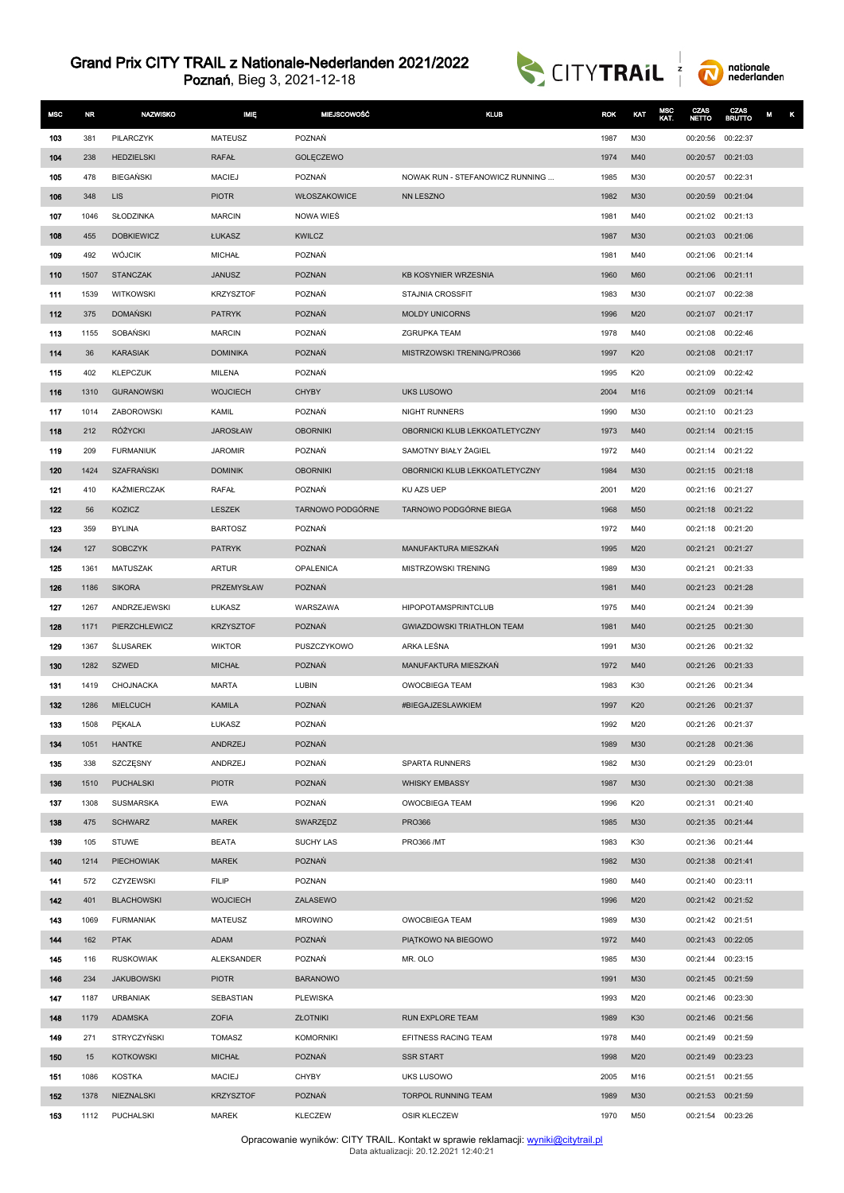# Grand Prix CITY TRAIL z Nationale-Nederlanden 2021/2022

Poznań, Bieg 3, 2021-12-18

| MSC | NR | NAZWISKO | IMIĘ | MIEJSCOWOŚĆ | KLUB | ROK | KAT | MSC KAT. | CZAS NETTO | CZAS BRUTTO | M | K |
|---|---|---|---|---|---|---|---|---|---|---|---|---|
| 103 | 381 | PILARCZYK | MATEUSZ | POZNAŃ | | 1987 | M30 | | 00:20:56 | 00:22:37 | | |
| 104 | 238 | HEDZIELSKI | RAFAŁ | GOLĘCZEWO | | 1974 | M40 | | 00:20:57 | 00:21:03 | | |
| 105 | 478 | BIEGAŃSKI | MACIEJ | POZNAŃ | NOWAK RUN - STEFANOWICZ RUNNING ... | 1985 | M30 | | 00:20:57 | 00:22:31 | | |
| 106 | 348 | LIS | PIOTR | WŁOSZAKOWICE | NN LESZNO | 1982 | M30 | | 00:20:59 | 00:21:04 | | |
| 107 | 1046 | SŁODZINKA | MARCIN | NOWA WIEŚ | | 1981 | M40 | | 00:21:02 | 00:21:13 | | |
| 108 | 455 | DOBKIEWICZ | ŁUKASZ | KWILCZ | | 1987 | M30 | | 00:21:03 | 00:21:06 | | |
| 109 | 492 | WÓJCIK | MICHAŁ | POZNAŃ | | 1981 | M40 | | 00:21:06 | 00:21:14 | | |
| 110 | 1507 | STANCZAK | JANUSZ | POZNAN | KB KOSYNIER WRZESNIA | 1960 | M60 | | 00:21:06 | 00:21:11 | | |
| 111 | 1539 | WITKOWSKI | KRZYSZTOF | POZNAŃ | STAJNIA CROSSFIT | 1983 | M30 | | 00:21:07 | 00:22:38 | | |
| 112 | 375 | DOMAŃSKI | PATRYK | POZNAŃ | MOLDY UNICORNS | 1996 | M20 | | 00:21:07 | 00:21:17 | | |
| 113 | 1155 | SOBAŃSKI | MARCIN | POZNAŃ | ZGRUPKA TEAM | 1978 | M40 | | 00:21:08 | 00:22:46 | | |
| 114 | 36 | KARASIAK | DOMINIKA | POZNAŃ | MISTRZOWSKI TRENING/PRO366 | 1997 | K20 | | 00:21:08 | 00:21:17 | | |
| 115 | 402 | KLEPCZUK | MILENA | POZNAŃ | | 1995 | K20 | | 00:21:09 | 00:22:42 | | |
| 116 | 1310 | GURANOWSKI | WOJCIECH | CHYBY | UKS LUSOWO | 2004 | M16 | | 00:21:09 | 00:21:14 | | |
| 117 | 1014 | ZABOROWSKI | KAMIL | POZNAŃ | NIGHT RUNNERS | 1990 | M30 | | 00:21:10 | 00:21:23 | | |
| 118 | 212 | RÓŻYCKI | JAROSŁAW | OBORNIKI | OBORNICKI KLUB LEKKOATLETYCZNY | 1973 | M40 | | 00:21:14 | 00:21:15 | | |
| 119 | 209 | FURMANIUK | JAROMIR | POZNAŃ | SAMOTNY BIAŁY ŻAGIEL | 1972 | M40 | | 00:21:14 | 00:21:22 | | |
| 120 | 1424 | SZAFRAŃSKI | DOMINIK | OBORNIKI | OBORNICKI KLUB LEKKOATLETYCZNY | 1984 | M30 | | 00:21:15 | 00:21:18 | | |
| 121 | 410 | KAŹMIERCZAK | RAFAŁ | POZNAŃ | KU AZS UEP | 2001 | M20 | | 00:21:16 | 00:21:27 | | |
| 122 | 56 | KOZICZ | LESZEK | TARNOWO PODGÓRNE | TARNOWO PODGÓRNE BIEGA | 1968 | M50 | | 00:21:18 | 00:21:22 | | |
| 123 | 359 | BYLINA | BARTOSZ | POZNAŃ | | 1972 | M40 | | 00:21:18 | 00:21:20 | | |
| 124 | 127 | SOBCZYK | PATRYK | POZNAŃ | MANUFAKTURA MIESZKAŃ | 1995 | M20 | | 00:21:21 | 00:21:27 | | |
| 125 | 1361 | MATUSZAK | ARTUR | OPALENICA | MISTRZOWSKI TRENING | 1989 | M30 | | 00:21:21 | 00:21:33 | | |
| 126 | 1186 | SIKORA | PRZEMYSŁAW | POZNAŃ | | 1981 | M40 | | 00:21:23 | 00:21:28 | | |
| 127 | 1267 | ANDRZEJEWSKI | ŁUKASZ | WARSZAWA | HIPOPOTAMSPRINTCLUB | 1975 | M40 | | 00:21:24 | 00:21:39 | | |
| 128 | 1171 | PIERZCHLEWICZ | KRZYSZTOF | POZNAŃ | GWIAZDOWSKI TRIATHLON TEAM | 1981 | M40 | | 00:21:25 | 00:21:30 | | |
| 129 | 1367 | ŚLUSAREK | WIKTOR | PUSZCZYKOWO | ARKA LEŚNA | 1991 | M30 | | 00:21:26 | 00:21:32 | | |
| 130 | 1282 | SZWED | MICHAŁ | POZNAŃ | MANUFAKTURA MIESZKAŃ | 1972 | M40 | | 00:21:26 | 00:21:33 | | |
| 131 | 1419 | CHOJNACKA | MARTA | LUBIN | OWOCBIEGA TEAM | 1983 | K30 | | 00:21:26 | 00:21:34 | | |
| 132 | 1286 | MIELCUCH | KAMILA | POZNAŃ | #BIEGAJZESLAWKIEM | 1997 | K20 | | 00:21:26 | 00:21:37 | | |
| 133 | 1508 | PĘKALA | ŁUKASZ | POZNAŃ | | 1992 | M20 | | 00:21:26 | 00:21:37 | | |
| 134 | 1051 | HANTKE | ANDRZEJ | POZNAŃ | | 1989 | M30 | | 00:21:28 | 00:21:36 | | |
| 135 | 338 | SZCZĘSNY | ANDRZEJ | POZNAŃ | SPARTA RUNNERS | 1982 | M30 | | 00:21:29 | 00:23:01 | | |
| 136 | 1510 | PUCHALSKI | PIOTR | POZNAŃ | WHISKY EMBASSY | 1987 | M30 | | 00:21:30 | 00:21:38 | | |
| 137 | 1308 | SUSMARSKA | EWA | POZNAŃ | OWOCBIEGA TEAM | 1996 | K20 | | 00:21:31 | 00:21:40 | | |
| 138 | 475 | SCHWARZ | MAREK | SWARZĘDZ | PRO366 | 1985 | M30 | | 00:21:35 | 00:21:44 | | |
| 139 | 105 | STUWE | BEATA | SUCHY LAS | PRO366 /MT | 1983 | K30 | | 00:21:36 | 00:21:44 | | |
| 140 | 1214 | PIECHOWIAK | MAREK | POZNAŃ | | 1982 | M30 | | 00:21:38 | 00:21:41 | | |
| 141 | 572 | CZYZEWSKI | FILIP | POZNAN | | 1980 | M40 | | 00:21:40 | 00:23:11 | | |
| 142 | 401 | BLACHOWSKI | WOJCIECH | ZALASEWO | | 1996 | M20 | | 00:21:42 | 00:21:52 | | |
| 143 | 1069 | FURMANIAK | MATEUSZ | MROWINO | OWOCBIEGA TEAM | 1989 | M30 | | 00:21:42 | 00:21:51 | | |
| 144 | 162 | PTAK | ADAM | POZNAŃ | PIĄTKOWO NA BIEGOWO | 1972 | M40 | | 00:21:43 | 00:22:05 | | |
| 145 | 116 | RUSKOWIAK | ALEKSANDER | POZNAŃ | MR. OLO | 1985 | M30 | | 00:21:44 | 00:23:15 | | |
| 146 | 234 | JAKUBOWSKI | PIOTR | BARANOWO | | 1991 | M30 | | 00:21:45 | 00:21:59 | | |
| 147 | 1187 | URBANIAK | SEBASTIAN | PLEWISKA | | 1993 | M20 | | 00:21:46 | 00:23:30 | | |
| 148 | 1179 | ADAMSKA | ZOFIA | ZŁOTNIKI | RUN EXPLORE TEAM | 1989 | K30 | | 00:21:46 | 00:21:56 | | |
| 149 | 271 | STRYCZYŃSKI | TOMASZ | KOMORNIKI | EFITNESS RACING TEAM | 1978 | M40 | | 00:21:49 | 00:21:59 | | |
| 150 | 15 | KOTKOWSKI | MICHAŁ | POZNAŃ | SSR START | 1998 | M20 | | 00:21:49 | 00:23:23 | | |
| 151 | 1086 | KOSTKA | MACIEJ | CHYBY | UKS LUSOWO | 2005 | M16 | | 00:21:51 | 00:21:55 | | |
| 152 | 1378 | NIEZNALSKI | KRZYSZTOF | POZNAŃ | TORPOL RUNNING TEAM | 1989 | M30 | | 00:21:53 | 00:21:59 | | |
| 153 | 1112 | PUCHALSKI | MAREK | KLECZEW | OSIR KLECZEW | 1970 | M50 | | 00:21:54 | 00:23:26 | | |

Opracowanie wyników: CITY TRAIL. Kontakt w sprawie reklamacji: wyniki@citytrail.pl
Data aktualizacji: 20.12.2021 12:40:21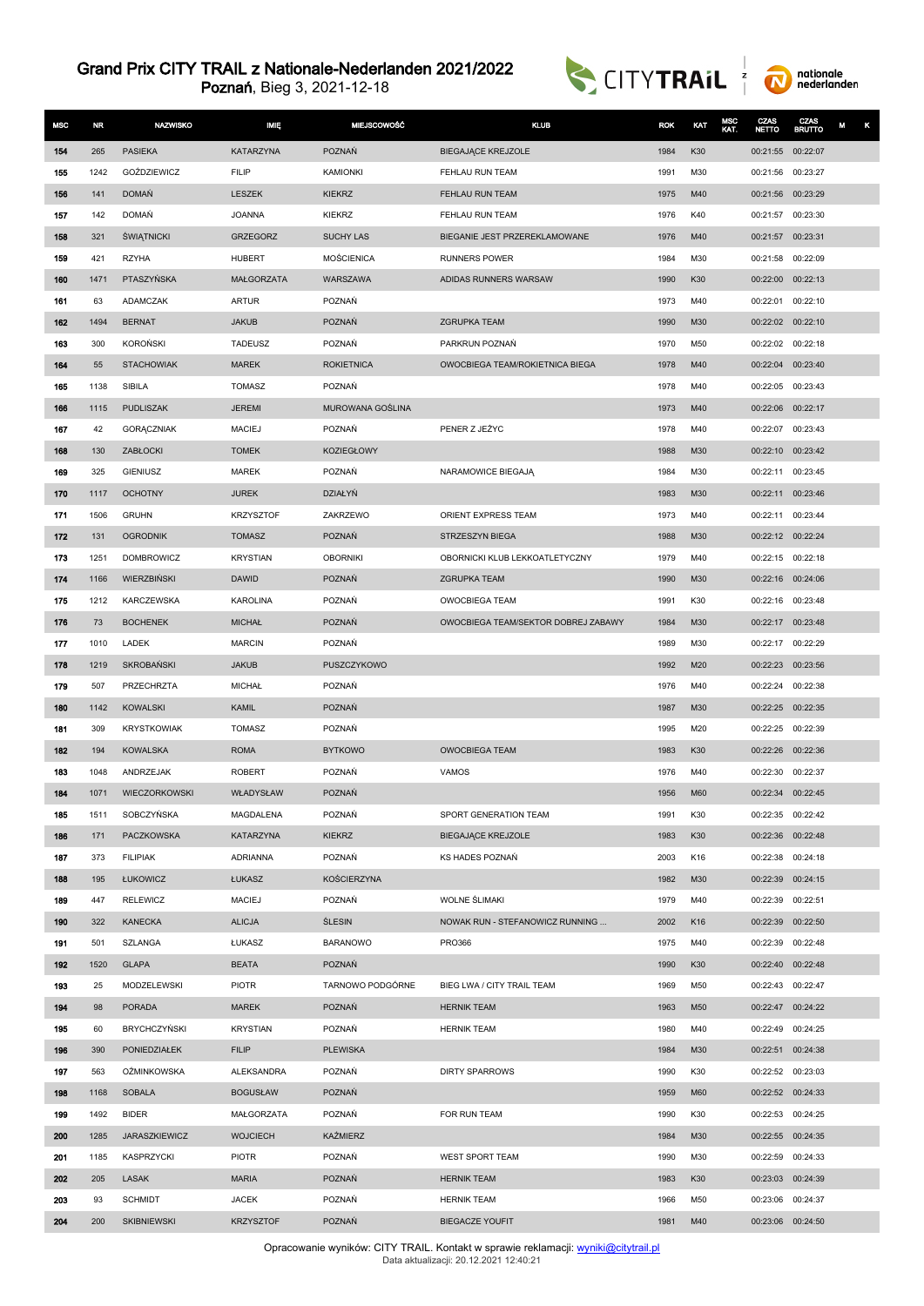# Grand Prix CITY TRAIL z Nationale-Nederlanden 2021/2022

Poznań, Bieg 3, 2021-12-18

| MSC | NR | NAZWISKO | IMIĘ | MIEJSCOWOŚĆ | KLUB | ROK | KAT | MSC KAT. | CZAS NETTO | CZAS BRUTTO | M | K |
|---|---|---|---|---|---|---|---|---|---|---|---|---|
| 154 | 265 | PASIEKA | KATARZYNA | POZNAŃ | BIEGAJĄCE KREJZOLE | 1984 | K30 | | 00:21:55 | 00:22:07 | | |
| 155 | 1242 | GOŹDZIEWICZ | FILIP | KAMIONKI | FEHLAU RUN TEAM | 1991 | M30 | | 00:21:56 | 00:23:27 | | |
| 156 | 141 | DOMAŃ | LESZEK | KIEKRZ | FEHLAU RUN TEAM | 1975 | M40 | | 00:21:56 | 00:23:29 | | |
| 157 | 142 | DOMAŃ | JOANNA | KIEKRZ | FEHLAU RUN TEAM | 1976 | K40 | | 00:21:57 | 00:23:30 | | |
| 158 | 321 | ŚWIĄTNICKI | GRZEGORZ | SUCHY LAS | BIEGANIE JEST PRZEREKLAMOWANE | 1976 | M40 | | 00:21:57 | 00:23:31 | | |
| 159 | 421 | RZYHA | HUBERT | MOŚCIENICA | RUNNERS POWER | 1984 | M30 | | 00:21:58 | 00:22:09 | | |
| 160 | 1471 | PTASZYŃSKA | MAŁGORZATA | WARSZAWA | ADIDAS RUNNERS WARSAW | 1990 | K30 | | 00:22:00 | 00:22:13 | | |
| 161 | 63 | ADAMCZAK | ARTUR | POZNAŃ | | 1973 | M40 | | 00:22:01 | 00:22:10 | | |
| 162 | 1494 | BERNAT | JAKUB | POZNAŃ | ZGRUPKA TEAM | 1990 | M30 | | 00:22:02 | 00:22:10 | | |
| 163 | 300 | KOROŃSKI | TADEUSZ | POZNAŃ | PARKRUN POZNAŃ | 1970 | M50 | | 00:22:02 | 00:22:18 | | |
| 164 | 55 | STACHOWIAK | MAREK | ROKIETNICA | OWOCBIEGA TEAM/ROKIETNICA BIEGA | 1978 | M40 | | 00:22:04 | 00:23:40 | | |
| 165 | 1138 | SIBILA | TOMASZ | POZNAŃ | | 1978 | M40 | | 00:22:05 | 00:23:43 | | |
| 166 | 1115 | PUDLISZAK | JEREMI | MUROWANA GOŚLINA | | 1973 | M40 | | 00:22:06 | 00:22:17 | | |
| 167 | 42 | GORĄCZNIAK | MACIEJ | POZNAŃ | PENER Z JEŻYC | 1978 | M40 | | 00:22:07 | 00:23:43 | | |
| 168 | 130 | ZABŁOCKI | TOMEK | KOZIEGŁOWY | | 1988 | M30 | | 00:22:10 | 00:23:42 | | |
| 169 | 325 | GIENIUSZ | MAREK | POZNAŃ | NARAMOWICE BIEGAJĄ | 1984 | M30 | | 00:22:11 | 00:23:45 | | |
| 170 | 1117 | OCHOTNY | JUREK | DZIAŁYŃ | | 1983 | M30 | | 00:22:11 | 00:23:46 | | |
| 171 | 1506 | GRUHN | KRZYSZTOF | ZAKRZEWO | ORIENT EXPRESS TEAM | 1973 | M40 | | 00:22:11 | 00:23:44 | | |
| 172 | 131 | OGRODNIK | TOMASZ | POZNAŃ | STRZESZYN BIEGA | 1988 | M30 | | 00:22:12 | 00:22:24 | | |
| 173 | 1251 | DOMBROWICZ | KRYSTIAN | OBORNIKI | OBORNICKI KLUB LEKKOATLETYCZNY | 1979 | M40 | | 00:22:15 | 00:22:18 | | |
| 174 | 1166 | WIERZBIŃSKI | DAWID | POZNAŃ | ZGRUPKA TEAM | 1990 | M30 | | 00:22:16 | 00:24:06 | | |
| 175 | 1212 | KARCZEWSKA | KAROLINA | POZNAŃ | OWOCBIEGA TEAM | 1991 | K30 | | 00:22:16 | 00:23:48 | | |
| 176 | 73 | BOCHENEK | MICHAŁ | POZNAŃ | OWOCBIEGA TEAM/SEKTOR DOBREJ ZABAWY | 1984 | M30 | | 00:22:17 | 00:23:48 | | |
| 177 | 1010 | LADEK | MARCIN | POZNAŃ | | 1989 | M30 | | 00:22:17 | 00:22:29 | | |
| 178 | 1219 | SKROBAŃSKI | JAKUB | PUSZCZYKOWO | | 1992 | M20 | | 00:22:23 | 00:23:56 | | |
| 179 | 507 | PRZECHRZTA | MICHAŁ | POZNAŃ | | 1976 | M40 | | 00:22:24 | 00:22:38 | | |
| 180 | 1142 | KOWALSKI | KAMIL | POZNAŃ | | 1987 | M30 | | 00:22:25 | 00:22:35 | | |
| 181 | 309 | KRYSTKOWIAK | TOMASZ | POZNAŃ | | 1995 | M20 | | 00:22:25 | 00:22:39 | | |
| 182 | 194 | KOWALSKA | ROMA | BYTKOWO | OWOCBIEGA TEAM | 1983 | K30 | | 00:22:26 | 00:22:36 | | |
| 183 | 1048 | ANDRZEJAK | ROBERT | POZNAŃ | VAMOS | 1976 | M40 | | 00:22:30 | 00:22:37 | | |
| 184 | 1071 | WIECZORKOWSKI | WŁADYSŁAW | POZNAŃ | | 1956 | M60 | | 00:22:34 | 00:22:45 | | |
| 185 | 1511 | SOBCZYŃSKA | MAGDALENA | POZNAŃ | SPORT GENERATION TEAM | 1991 | K30 | | 00:22:35 | 00:22:42 | | |
| 186 | 171 | PACZKOWSKA | KATARZYNA | KIEKRZ | BIEGAJĄCE KREJZOLE | 1983 | K30 | | 00:22:36 | 00:22:48 | | |
| 187 | 373 | FILIPIAK | ADRIANNA | POZNAŃ | KS HADES POZNAŃ | 2003 | K16 | | 00:22:38 | 00:24:18 | | |
| 188 | 195 | ŁUKOWICZ | ŁUKASZ | KOŚCIERZYNA | | 1982 | M30 | | 00:22:39 | 00:24:15 | | |
| 189 | 447 | RELEWICZ | MACIEJ | POZNAŃ | WOLNE ŚLIMAKI | 1979 | M40 | | 00:22:39 | 00:22:51 | | |
| 190 | 322 | KANECKA | ALICJA | ŚLESIN | NOWAK RUN - STEFANOWICZ RUNNING ... | 2002 | K16 | | 00:22:39 | 00:22:50 | | |
| 191 | 501 | SZLANGA | ŁUKASZ | BARANOWO | PRO366 | 1975 | M40 | | 00:22:39 | 00:22:48 | | |
| 192 | 1520 | GLAPA | BEATA | POZNAŃ | | 1990 | K30 | | 00:22:40 | 00:22:48 | | |
| 193 | 25 | MODZELEWSKI | PIOTR | TARNOWO PODGÓRNE | BIEG LWA / CITY TRAIL TEAM | 1969 | M50 | | 00:22:43 | 00:22:47 | | |
| 194 | 98 | PORADA | MAREK | POZNAŃ | HERNIK TEAM | 1963 | M50 | | 00:22:47 | 00:24:22 | | |
| 195 | 60 | BRYCHCZYŃSKI | KRYSTIAN | POZNAŃ | HERNIK TEAM | 1980 | M40 | | 00:22:49 | 00:24:25 | | |
| 196 | 390 | PONIEDZIAŁEK | FILIP | PLEWISKA | | 1984 | M30 | | 00:22:51 | 00:24:38 | | |
| 197 | 563 | OŻMINKOWSKA | ALEKSANDRA | POZNAŃ | DIRTY SPARROWS | 1990 | K30 | | 00:22:52 | 00:23:03 | | |
| 198 | 1168 | SOBALA | BOGUSŁAW | POZNAŃ | | 1959 | M60 | | 00:22:52 | 00:24:33 | | |
| 199 | 1492 | BIDER | MAŁGORZATA | POZNAŃ | FOR RUN TEAM | 1990 | K30 | | 00:22:53 | 00:24:25 | | |
| 200 | 1285 | JARASZKIEWICZ | WOJCIECH | KAŹMIERZ | | 1984 | M30 | | 00:22:55 | 00:24:35 | | |
| 201 | 1185 | KASPRZYCKI | PIOTR | POZNAŃ | WEST SPORT TEAM | 1990 | M30 | | 00:22:59 | 00:24:33 | | |
| 202 | 205 | LASAK | MARIA | POZNAŃ | HERNIK TEAM | 1983 | K30 | | 00:23:03 | 00:24:39 | | |
| 203 | 93 | SCHMIDT | JACEK | POZNAŃ | HERNIK TEAM | 1966 | M50 | | 00:23:06 | 00:24:37 | | |
| 204 | 200 | SKIBNIEWSKI | KRZYSZTOF | POZNAŃ | BIEGACZE YOUFIT | 1981 | M40 | | 00:23:06 | 00:24:50 | | |

Opracowanie wyników: CITY TRAIL. Kontakt w sprawie reklamacji: wyniki@citytrail.pl
Data aktualizacji: 20.12.2021 12:40:21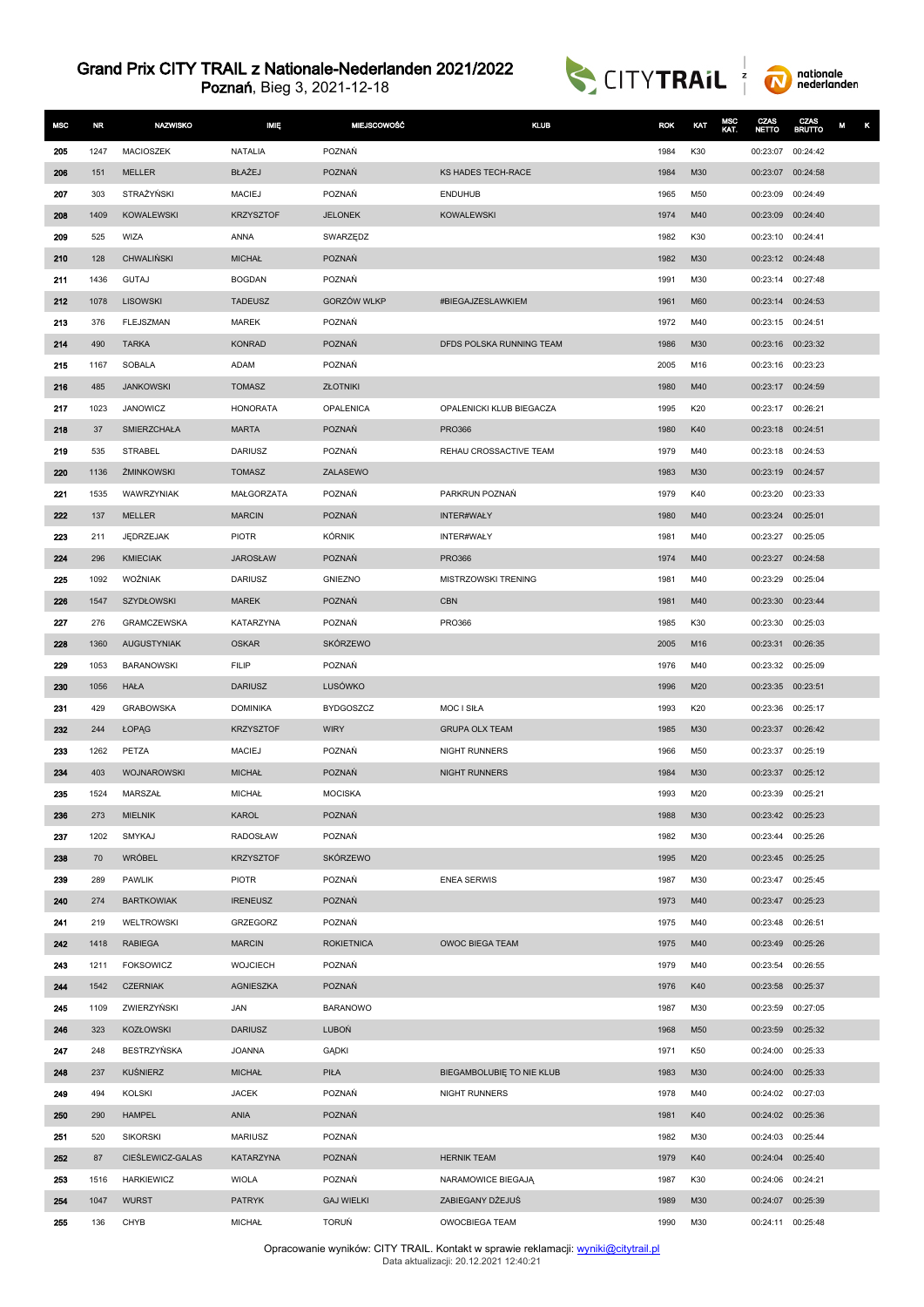# Grand Prix CITY TRAIL z Nationale-Nederlanden 2021/2022

**Poznań**, Bieg 3, 2021-12-18

| MSC | NR | NAZWISKO | IMIĘ | MIEJSCOWOŚĆ | KLUB | ROK | KAT | MSC KAT. | CZAS NETTO | CZAS BRUTTO | M | K |
|---|---|---|---|---|---|---|---|---|---|---|---|---|
| 205 | 1247 | MACIOSZEK | NATALIA | POZNAŃ | | 1984 | K30 | | 00:23:07 | 00:24:42 | | |
| 206 | 151 | MELLER | BŁAŻEJ | POZNAŃ | KS HADES TECH-RACE | 1984 | M30 | | 00:23:07 | 00:24:58 | | |
| 207 | 303 | STRAŻYŃSKI | MACIEJ | POZNAŃ | ENDUHUB | 1965 | M50 | | 00:23:09 | 00:24:49 | | |
| 208 | 1409 | KOWALEWSKI | KRZYSZTOF | JELONEK | KOWALEWSKI | 1974 | M40 | | 00:23:09 | 00:24:40 | | |
| 209 | 525 | WIZA | ANNA | SWARZĘDZ | | 1982 | K30 | | 00:23:10 | 00:24:41 | | |
| 210 | 128 | CHWALIŃSKI | MICHAŁ | POZNAŃ | | 1982 | M30 | | 00:23:12 | 00:24:48 | | |
| 211 | 1436 | GUTAJ | BOGDAN | POZNAŃ | | 1991 | M30 | | 00:23:14 | 00:27:48 | | |
| 212 | 1078 | LISOWSKI | TADEUSZ | GORZÓW WLKP | #BIEGAJZESLAWKIEM | 1961 | M60 | | 00:23:14 | 00:24:53 | | |
| 213 | 376 | FLEJSZMAN | MAREK | POZNAŃ | | 1972 | M40 | | 00:23:15 | 00:24:51 | | |
| 214 | 490 | TARKA | KONRAD | POZNAŃ | DFDS POLSKA RUNNING TEAM | 1986 | M30 | | 00:23:16 | 00:23:32 | | |
| 215 | 1167 | SOBALA | ADAM | POZNAŃ | | 2005 | M16 | | 00:23:16 | 00:23:23 | | |
| 216 | 485 | JANKOWSKI | TOMASZ | ZŁOTNIKI | | 1980 | M40 | | 00:23:17 | 00:24:59 | | |
| 217 | 1023 | JANOWICZ | HONORATA | OPALENICA | OPALENICKI KLUB BIEGACZA | 1995 | K20 | | 00:23:17 | 00:26:21 | | |
| 218 | 37 | SMIERZCHAŁA | MARTA | POZNAŃ | PRO366 | 1980 | K40 | | 00:23:18 | 00:24:51 | | |
| 219 | 535 | STRABEL | DARIUSZ | POZNAŃ | REHAU CROSSACTIVE TEAM | 1979 | M40 | | 00:23:18 | 00:24:53 | | |
| 220 | 1136 | ŻMINKOWSKI | TOMASZ | ZALASEWO | | 1983 | M30 | | 00:23:19 | 00:24:57 | | |
| 221 | 1535 | WAWRZYNIAK | MAŁGORZATA | POZNAŃ | PARKRUN POZNAŃ | 1979 | K40 | | 00:23:20 | 00:23:33 | | |
| 222 | 137 | MELLER | MARCIN | POZNAŃ | INTER#WAŁY | 1980 | M40 | | 00:23:24 | 00:25:01 | | |
| 223 | 211 | JĘDRZEJAK | PIOTR | KÓRNIK | INTER#WAŁY | 1981 | M40 | | 00:23:27 | 00:25:05 | | |
| 224 | 296 | KMIECIAK | JAROSŁAW | POZNAŃ | PRO366 | 1974 | M40 | | 00:23:27 | 00:24:58 | | |
| 225 | 1092 | WOŹNIAK | DARIUSZ | GNIEZNO | MISTRZOWSKI TRENING | 1981 | M40 | | 00:23:29 | 00:25:04 | | |
| 226 | 1547 | SZYDŁOWSKI | MAREK | POZNAŃ | CBN | 1981 | M40 | | 00:23:30 | 00:23:44 | | |
| 227 | 276 | GRAMCZEWSKA | KATARZYNA | POZNAŃ | PRO366 | 1985 | K30 | | 00:23:30 | 00:25:03 | | |
| 228 | 1360 | AUGUSTYNIAK | OSKAR | SKÓRZEWO | | 2005 | M16 | | 00:23:31 | 00:26:35 | | |
| 229 | 1053 | BARANOWSKI | FILIP | POZNAŃ | | 1976 | M40 | | 00:23:32 | 00:25:09 | | |
| 230 | 1056 | HAŁA | DARIUSZ | LUSÓWKO | | 1996 | M20 | | 00:23:35 | 00:23:51 | | |
| 231 | 429 | GRABOWSKA | DOMINIKA | BYDGOSZCZ | MOC I SIŁA | 1993 | K20 | | 00:23:36 | 00:25:17 | | |
| 232 | 244 | ŁOPĄG | KRZYSZTOF | WIRY | GRUPA OLX TEAM | 1985 | M30 | | 00:23:37 | 00:26:42 | | |
| 233 | 1262 | PETZA | MACIEJ | POZNAŃ | NIGHT RUNNERS | 1966 | M50 | | 00:23:37 | 00:25:19 | | |
| 234 | 403 | WOJNAROWSKI | MICHAŁ | POZNAŃ | NIGHT RUNNERS | 1984 | M30 | | 00:23:37 | 00:25:12 | | |
| 235 | 1524 | MARSZAŁ | MICHAŁ | MOCISKA | | 1993 | M20 | | 00:23:39 | 00:25:21 | | |
| 236 | 273 | MIELNIK | KAROL | POZNAŃ | | 1988 | M30 | | 00:23:42 | 00:25:23 | | |
| 237 | 1202 | SMYKAJ | RADOSŁAW | POZNAŃ | | 1982 | M30 | | 00:23:44 | 00:25:26 | | |
| 238 | 70 | WRÓBEL | KRZYSZTOF | SKÓRZEWO | | 1995 | M20 | | 00:23:45 | 00:25:25 | | |
| 239 | 289 | PAWLIK | PIOTR | POZNAŃ | ENEA SERWIS | 1987 | M30 | | 00:23:47 | 00:25:45 | | |
| 240 | 274 | BARTKOWIAK | IRENEUSZ | POZNAŃ | | 1973 | M40 | | 00:23:47 | 00:25:23 | | |
| 241 | 219 | WELTROWSKI | GRZEGORZ | POZNAŃ | | 1975 | M40 | | 00:23:48 | 00:26:51 | | |
| 242 | 1418 | RABIEGA | MARCIN | ROKIETNICA | OWOC BIEGA TEAM | 1975 | M40 | | 00:23:49 | 00:25:26 | | |
| 243 | 1211 | FOKSOWICZ | WOJCIECH | POZNAŃ | | 1979 | M40 | | 00:23:54 | 00:26:55 | | |
| 244 | 1542 | CZERNIAK | AGNIESZKA | POZNAŃ | | 1976 | K40 | | 00:23:58 | 00:25:37 | | |
| 245 | 1109 | ZWIERZYŃSKI | JAN | BARANOWO | | 1987 | M30 | | 00:23:59 | 00:27:05 | | |
| 246 | 323 | KOZŁOWSKI | DARIUSZ | LUBOŃ | | 1968 | M50 | | 00:23:59 | 00:25:32 | | |
| 247 | 248 | BESTRZYŃSKA | JOANNA | GĄDKI | | 1971 | K50 | | 00:24:00 | 00:25:33 | | |
| 248 | 237 | KUŚNIERZ | MICHAŁ | PIŁA | BIEGAMBOLUBIĘ TO NIE KLUB | 1983 | M30 | | 00:24:00 | 00:25:33 | | |
| 249 | 494 | KOLSKI | JACEK | POZNAŃ | NIGHT RUNNERS | 1978 | M40 | | 00:24:02 | 00:27:03 | | |
| 250 | 290 | HAMPEL | ANIA | POZNAŃ | | 1981 | K40 | | 00:24:02 | 00:25:36 | | |
| 251 | 520 | SIKORSKI | MARIUSZ | POZNAŃ | | 1982 | M30 | | 00:24:03 | 00:25:44 | | |
| 252 | 87 | CIEŚLEWICZ-GALAS | KATARZYNA | POZNAŃ | HERNIK TEAM | 1979 | K40 | | 00:24:04 | 00:25:40 | | |
| 253 | 1516 | HARKIEWICZ | WIOLA | POZNAŃ | NARAMOWICE BIEGAJĄ | 1987 | K30 | | 00:24:06 | 00:24:21 | | |
| 254 | 1047 | WURST | PATRYK | GAJ WIELKI | ZABIEGANY DŻEJUŚ | 1989 | M30 | | 00:24:07 | 00:25:39 | | |
| 255 | 136 | CHYB | MICHAŁ | TORUŃ | OWOCBIEGA TEAM | 1990 | M30 | | 00:24:11 | 00:25:48 | | |

Opracowanie wyników: CITY TRAIL. Kontakt w sprawie reklamacji: wyniki@citytrail.pl
Data aktualizacji: 20.12.2021 12:40:21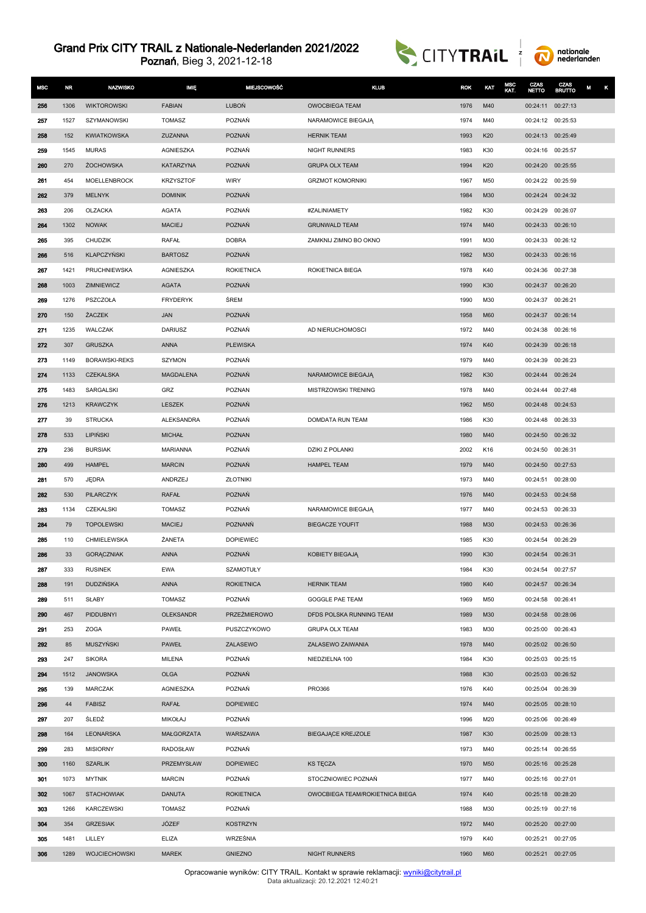# Grand Prix CITY TRAIL z Nationale-Nederlanden 2021/2022

**Poznań**, Bieg 3, 2021-12-18

| MSC | NR | NAZWISKO | IMIĘ | MIEJSCOWOŚĆ | KLUB | ROK | KAT | MSC KAT. | CZAS NETTO | CZAS BRUTTO | M | K |
|---|---|---|---|---|---|---|---|---|---|---|---|---|
| 256 | 1306 | WIKTOROWSKI | FABIAN | LUBOŃ | OWOCBIEGA TEAM | 1976 | M40 | | 00:24:11 | 00:27:13 | | |
| 257 | 1527 | SZYMANOWSKI | TOMASZ | POZNAŃ | NARAMOWICE BIEGAJĄ | 1974 | M40 | | 00:24:12 | 00:25:53 | | |
| 258 | 152 | KWIATKOWSKA | ZUZANNA | POZNAŃ | HERNIK TEAM | 1993 | K20 | | 00:24:13 | 00:25:49 | | |
| 259 | 1545 | MURAS | AGNIESZKA | POZNAŃ | NIGHT RUNNERS | 1983 | K30 | | 00:24:16 | 00:25:57 | | |
| 260 | 270 | ŻOCHOWSKA | KATARZYNA | POZNAŃ | GRUPA OLX TEAM | 1994 | K20 | | 00:24:20 | 00:25:55 | | |
| 261 | 454 | MOELLENBROCK | KRZYSZTOF | WIRY | GRZMOT KOMORNIKI | 1967 | M50 | | 00:24:22 | 00:25:59 | | |
| 262 | 379 | MELNYK | DOMINIK | POZNAŃ | | 1984 | M30 | | 00:24:24 | 00:24:32 | | |
| 263 | 206 | OLZACKA | AGATA | POZNAŃ | #ZALINIAMETY | 1982 | K30 | | 00:24:29 | 00:26:07 | | |
| 264 | 1302 | NOWAK | MACIEJ | POZNAŃ | GRUNWALD TEAM | 1974 | M40 | | 00:24:33 | 00:26:10 | | |
| 265 | 395 | CHUDZIK | RAFAŁ | DOBRA | ZAMKNIJ ZIMNO BO OKNO | 1991 | M30 | | 00:24:33 | 00:26:12 | | |
| 266 | 516 | KLAPCZYŃSKI | BARTOSZ | POZNAŃ | | 1982 | M30 | | 00:24:33 | 00:26:16 | | |
| 267 | 1421 | PRUCHNIEWSKA | AGNIESZKA | ROKIETNICA | ROKIETNICA BIEGA | 1978 | K40 | | 00:24:36 | 00:27:38 | | |
| 268 | 1003 | ZIMNIEWICZ | AGATA | POZNAŃ | | 1990 | K30 | | 00:24:37 | 00:26:20 | | |
| 269 | 1276 | PSZCZOŁA | FRYDERYK | ŚREM | | 1990 | M30 | | 00:24:37 | 00:26:21 | | |
| 270 | 150 | ŻACZEK | JAN | POZNAŃ | | 1958 | M60 | | 00:24:37 | 00:26:14 | | |
| 271 | 1235 | WALCZAK | DARIUSZ | POZNAŃ | AD NIERUCHOMOSCI | 1972 | M40 | | 00:24:38 | 00:26:16 | | |
| 272 | 307 | GRUSZKA | ANNA | PLEWISKA | | 1974 | K40 | | 00:24:39 | 00:26:18 | | |
| 273 | 1149 | BORAWSKI-REKS | SZYMON | POZNAŃ | | 1979 | M40 | | 00:24:39 | 00:26:23 | | |
| 274 | 1133 | CZEKALSKA | MAGDALENA | POZNAŃ | NARAMOWICE BIEGAJĄ | 1982 | K30 | | 00:24:44 | 00:26:24 | | |
| 275 | 1483 | SARGALSKI | GRZ | POZNAN | MISTRZOWSKI TRENING | 1978 | M40 | | 00:24:44 | 00:27:48 | | |
| 276 | 1213 | KRAWCZYK | LESZEK | POZNAŃ | | 1962 | M50 | | 00:24:48 | 00:24:53 | | |
| 277 | 39 | STRUCKA | ALEKSANDRA | POZNAŃ | DOMDATA RUN TEAM | 1986 | K30 | | 00:24:48 | 00:26:33 | | |
| 278 | 533 | LIPIŃSKI | MICHAŁ | POZNAN | | 1980 | M40 | | 00:24:50 | 00:26:32 | | |
| 279 | 236 | BURSIAK | MARIANNA | POZNAŃ | DZIKI Z POLANKI | 2002 | K16 | | 00:24:50 | 00:26:31 | | |
| 280 | 499 | HAMPEL | MARCIN | POZNAŃ | HAMPEL TEAM | 1979 | M40 | | 00:24:50 | 00:27:53 | | |
| 281 | 570 | JĘDRA | ANDRZEJ | ZŁOTNIKI | | 1973 | M40 | | 00:24:51 | 00:28:00 | | |
| 282 | 530 | PILARCZYK | RAFAŁ | POZNAŃ | | 1976 | M40 | | 00:24:53 | 00:24:58 | | |
| 283 | 1134 | CZEKALSKI | TOMASZ | POZNAŃ | NARAMOWICE BIEGAJĄ | 1977 | M40 | | 00:24:53 | 00:26:33 | | |
| 284 | 79 | TOPOLEWSKI | MACIEJ | POZNANŃ | BIEGACZE YOUFIT | 1988 | M30 | | 00:24:53 | 00:26:36 | | |
| 285 | 110 | CHMIELEWSKA | ŻANETA | DOPIEWIEC | | 1985 | K30 | | 00:24:54 | 00:26:29 | | |
| 286 | 33 | GORĄCZNIAK | ANNA | POZNAŃ | KOBIETY BIEGAJĄ | 1990 | K30 | | 00:24:54 | 00:26:31 | | |
| 287 | 333 | RUSINEK | EWA | SZAMOTUŁY | | 1984 | K30 | | 00:24:54 | 00:27:57 | | |
| 288 | 191 | DUDZIŃSKA | ANNA | ROKIETNICA | HERNIK TEAM | 1980 | K40 | | 00:24:57 | 00:26:34 | | |
| 289 | 511 | SŁABY | TOMASZ | POZNAŃ | GOGGLE PAE TEAM | 1969 | M50 | | 00:24:58 | 00:26:41 | | |
| 290 | 467 | PIDDUBNYI | OLEKSANDR | PRZEŹMIEROWO | DFDS POLSKA RUNNING TEAM | 1989 | M30 | | 00:24:58 | 00:28:06 | | |
| 291 | 253 | ZOGA | PAWEŁ | PUSZCZYKOWO | GRUPA OLX TEAM | 1983 | M30 | | 00:25:00 | 00:26:43 | | |
| 292 | 85 | MUSZYŃSKI | PAWEŁ | ZALASEWO | ZALASEWO ZAIWANIA | 1978 | M40 | | 00:25:02 | 00:26:50 | | |
| 293 | 247 | SIKORA | MILENA | POZNAŃ | NIEDZIELNA 100 | 1984 | K30 | | 00:25:03 | 00:25:15 | | |
| 294 | 1512 | JANOWSKA | OLGA | POZNAŃ | | 1988 | K30 | | 00:25:03 | 00:26:52 | | |
| 295 | 139 | MARCZAK | AGNIESZKA | POZNAŃ | PRO366 | 1976 | K40 | | 00:25:04 | 00:26:39 | | |
| 296 | 44 | FABISZ | RAFAŁ | DOPIEWIEC | | 1974 | M40 | | 00:25:05 | 00:28:10 | | |
| 297 | 207 | ŚLEDŹ | MIKOŁAJ | POZNAŃ | | 1996 | M20 | | 00:25:06 | 00:26:49 | | |
| 298 | 164 | LEONARSKA | MAŁGORZATA | WARSZAWA | BIEGAJĄCE KREJZOLE | 1987 | K30 | | 00:25:09 | 00:28:13 | | |
| 299 | 283 | MISIORNY | RADOSŁAW | POZNAŃ | | 1973 | M40 | | 00:25:14 | 00:26:55 | | |
| 300 | 1160 | SZARLIK | PRZEMYSŁAW | DOPIEWIEC | KS TĘCZA | 1970 | M50 | | 00:25:16 | 00:25:28 | | |
| 301 | 1073 | MYTNIK | MARCIN | POZNAŃ | STOCZNIOWIEC POZNAŃ | 1977 | M40 | | 00:25:16 | 00:27:01 | | |
| 302 | 1067 | STACHOWIAK | DANUTA | ROKIETNICA | OWOCBIEGA TEAM/ROKIETNICA BIEGA | 1974 | K40 | | 00:25:18 | 00:28:20 | | |
| 303 | 1266 | KARCZEWSKI | TOMASZ | POZNAŃ | | 1988 | M30 | | 00:25:19 | 00:27:16 | | |
| 304 | 354 | GRZESIAK | JÓZEF | KOSTRZYN | | 1972 | M40 | | 00:25:20 | 00:27:00 | | |
| 305 | 1481 | LILLEY | ELIZA | WRZEŚNIA | | 1979 | K40 | | 00:25:21 | 00:27:05 | | |
| 306 | 1289 | WOJCIECHOWSKI | MAREK | GNIEZNO | NIGHT RUNNERS | 1960 | M60 | | 00:25:21 | 00:27:05 | | |

Opracowanie wyników: CITY TRAIL. Kontakt w sprawie reklamacji: wyniki@citytrail.pl
Data aktualizacji: 20.12.2021 12:40:21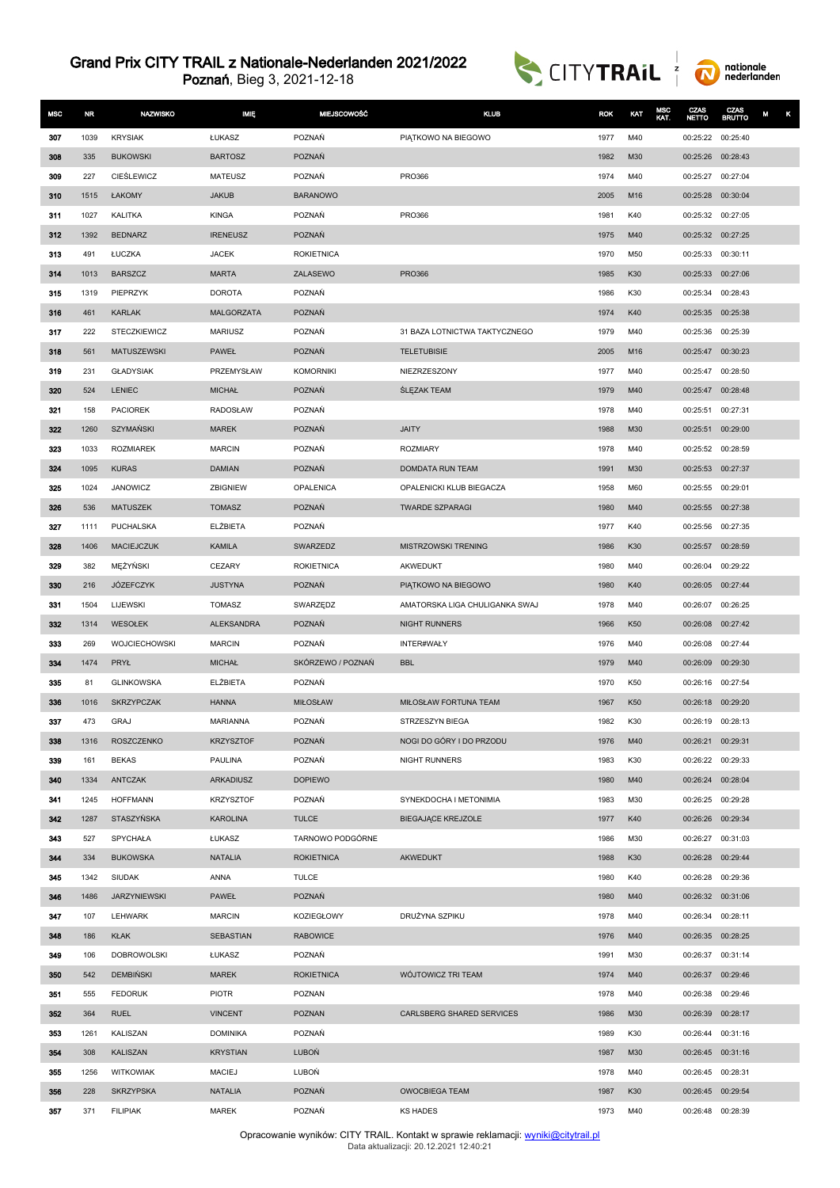# Grand Prix CITY TRAIL z Nationale-Nederlanden 2021/2022

Poznań, Bieg 3, 2021-12-18

| MSC | NR | NAZWISKO | IMIĘ | MIEJSCOWOŚĆ | KLUB | ROK | KAT | MSC KAT. | CZAS NETTO | CZAS BRUTTO | M | K |
|---|---|---|---|---|---|---|---|---|---|---|---|---|
| 307 | 1039 | KRYSIAK | ŁUKASZ | POZNAŃ | PIĄTKOWO NA BIEGOWO | 1977 | M40 | | 00:25:22 | 00:25:40 | | |
| 308 | 335 | BUKOWSKI | BARTOSZ | POZNAŃ | | 1982 | M30 | | 00:25:26 | 00:28:43 | | |
| 309 | 227 | CIEŚLEWICZ | MATEUSZ | POZNAŃ | PRO366 | 1974 | M40 | | 00:25:27 | 00:27:04 | | |
| 310 | 1515 | ŁAKOMY | JAKUB | BARANOWO | | 2005 | M16 | | 00:25:28 | 00:30:04 | | |
| 311 | 1027 | KALITKA | KINGA | POZNAŃ | PRO366 | 1981 | K40 | | 00:25:32 | 00:27:05 | | |
| 312 | 1392 | BEDNARZ | IRENEUSZ | POZNAŃ | | 1975 | M40 | | 00:25:32 | 00:27:25 | | |
| 313 | 491 | ŁUCZKA | JACEK | ROKIETNICA | | 1970 | M50 | | 00:25:33 | 00:30:11 | | |
| 314 | 1013 | BARSZCZ | MARTA | ZALASEWO | PRO366 | 1985 | K30 | | 00:25:33 | 00:27:06 | | |
| 315 | 1319 | PIEPRZYK | DOROTA | POZNAŃ | | 1986 | K30 | | 00:25:34 | 00:28:43 | | |
| 316 | 461 | KARLAK | MALGORZATA | POZNAŃ | | 1974 | K40 | | 00:25:35 | 00:25:38 | | |
| 317 | 222 | STECZKIEWICZ | MARIUSZ | POZNAŃ | 31 BAZA LOTNICTWA TAKTYCZNEGO | 1979 | M40 | | 00:25:36 | 00:25:39 | | |
| 318 | 561 | MATUSZEWSKI | PAWEŁ | POZNAŃ | TELETUBISIE | 2005 | M16 | | 00:25:47 | 00:30:23 | | |
| 319 | 231 | GŁADYSIAK | PRZEMYSŁAW | KOMORNIKI | NIEZRZESZONY | 1977 | M40 | | 00:25:47 | 00:28:50 | | |
| 320 | 524 | LENIEC | MICHAŁ | POZNAŃ | ŚLĘZAK TEAM | 1979 | M40 | | 00:25:47 | 00:28:48 | | |
| 321 | 158 | PACIOREK | RADOSŁAW | POZNAŃ | | 1978 | M40 | | 00:25:51 | 00:27:31 | | |
| 322 | 1260 | SZYMAŃSKI | MAREK | POZNAŃ | JAITY | 1988 | M30 | | 00:25:51 | 00:29:00 | | |
| 323 | 1033 | ROZMIAREK | MARCIN | POZNAŃ | ROZMIARY | 1978 | M40 | | 00:25:52 | 00:28:59 | | |
| 324 | 1095 | KURAS | DAMIAN | POZNAŃ | DOMDATA RUN TEAM | 1991 | M30 | | 00:25:53 | 00:27:37 | | |
| 325 | 1024 | JANOWICZ | ZBIGNIEW | OPALENICA | OPALENICKI KLUB BIEGACZA | 1958 | M60 | | 00:25:55 | 00:29:01 | | |
| 326 | 536 | MATUSZEK | TOMASZ | POZNAŃ | TWARDE SZPARAGI | 1980 | M40 | | 00:25:55 | 00:27:38 | | |
| 327 | 1111 | PUCHALSKA | ELŻBIETA | POZNAŃ | | 1977 | K40 | | 00:25:56 | 00:27:35 | | |
| 328 | 1406 | MACIEJCZUK | KAMILA | SWARZEDZ | MISTRZOWSKI TRENING | 1986 | K30 | | 00:25:57 | 00:28:59 | | |
| 329 | 382 | MĘŻYŃSKI | CEZARY | ROKIETNICA | AKWEDUKT | 1980 | M40 | | 00:26:04 | 00:29:22 | | |
| 330 | 216 | JÓZEFCZYK | JUSTYNA | POZNAŃ | PIĄTKOWO NA BIEGOWO | 1980 | K40 | | 00:26:05 | 00:27:44 | | |
| 331 | 1504 | LIJEWSKI | TOMASZ | SWARZĘDZ | AMATORSKA LIGA CHULIGANKA SWAJ | 1978 | M40 | | 00:26:07 | 00:26:25 | | |
| 332 | 1314 | WESOŁEK | ALEKSANDRA | POZNAŃ | NIGHT RUNNERS | 1966 | K50 | | 00:26:08 | 00:27:42 | | |
| 333 | 269 | WOJCIECHOWSKI | MARCIN | POZNAŃ | INTER#WAŁY | 1976 | M40 | | 00:26:08 | 00:27:44 | | |
| 334 | 1474 | PRYŁ | MICHAŁ | SKÓRZEWO / POZNAŃ | BBL | 1979 | M40 | | 00:26:09 | 00:29:30 | | |
| 335 | 81 | GLINKOWSKA | ELŻBIETA | POZNAŃ | | 1970 | K50 | | 00:26:16 | 00:27:54 | | |
| 336 | 1016 | SKRZYPCZAK | HANNA | MIŁOSŁAW | MIŁOSŁAW FORTUNA TEAM | 1967 | K50 | | 00:26:18 | 00:29:20 | | |
| 337 | 473 | GRAJ | MARIANNA | POZNAŃ | STRZESZYN BIEGA | 1982 | K30 | | 00:26:19 | 00:28:13 | | |
| 338 | 1316 | ROSZCZENKO | KRZYSZTOF | POZNAŃ | NOGI DO GÓRY I DO PRZODU | 1976 | M40 | | 00:26:21 | 00:29:31 | | |
| 339 | 161 | BEKAS | PAULINA | POZNAŃ | NIGHT RUNNERS | 1983 | K30 | | 00:26:22 | 00:29:33 | | |
| 340 | 1334 | ANTCZAK | ARKADIUSZ | DOPIEWO | | 1980 | M40 | | 00:26:24 | 00:28:04 | | |
| 341 | 1245 | HOFFMANN | KRZYSZTOF | POZNAŃ | SYNEKDOCHA I METONIMIA | 1983 | M30 | | 00:26:25 | 00:29:28 | | |
| 342 | 1287 | STASZYŃSKA | KAROLINA | TULCE | BIEGAJĄCE KREJZOLE | 1977 | K40 | | 00:26:26 | 00:29:34 | | |
| 343 | 527 | SPYCHAŁA | ŁUKASZ | TARNOWO PODGÓRNE | | 1986 | M30 | | 00:26:27 | 00:31:03 | | |
| 344 | 334 | BUKOWSKA | NATALIA | ROKIETNICA | AKWEDUKT | 1988 | K30 | | 00:26:28 | 00:29:44 | | |
| 345 | 1342 | SIUDAK | ANNA | TULCE | | 1980 | K40 | | 00:26:28 | 00:29:36 | | |
| 346 | 1486 | JARZYNIEWSKI | PAWEŁ | POZNAŃ | | 1980 | M40 | | 00:26:32 | 00:31:06 | | |
| 347 | 107 | LEHWARK | MARCIN | KOZIEGŁOWY | DRUŻYNA SZPIKU | 1978 | M40 | | 00:26:34 | 00:28:11 | | |
| 348 | 186 | KŁAK | SEBASTIAN | RABOWICE | | 1976 | M40 | | 00:26:35 | 00:28:25 | | |
| 349 | 106 | DOBROWOLSKI | ŁUKASZ | POZNAŃ | | 1991 | M30 | | 00:26:37 | 00:31:14 | | |
| 350 | 542 | DEMBIŃSKI | MAREK | ROKIETNICA | WÓJTOWICZ TRI TEAM | 1974 | M40 | | 00:26:37 | 00:29:46 | | |
| 351 | 555 | FEDORUK | PIOTR | POZNAN | | 1978 | M40 | | 00:26:38 | 00:29:46 | | |
| 352 | 364 | RUEL | VINCENT | POZNAN | CARLSBERG SHARED SERVICES | 1986 | M30 | | 00:26:39 | 00:28:17 | | |
| 353 | 1261 | KALISZAN | DOMINIKA | POZNAŃ | | 1989 | K30 | | 00:26:44 | 00:31:16 | | |
| 354 | 308 | KALISZAN | KRYSTIAN | LUBOŃ | | 1987 | M30 | | 00:26:45 | 00:31:16 | | |
| 355 | 1256 | WITKOWIAK | MACIEJ | LUBOŃ | | 1978 | M40 | | 00:26:45 | 00:28:31 | | |
| 356 | 228 | SKRZYPSKA | NATALIA | POZNAŃ | OWOCBIEGA TEAM | 1987 | K30 | | 00:26:45 | 00:29:54 | | |
| 357 | 371 | FILIPIAK | MAREK | POZNAŃ | KS HADES | 1973 | M40 | | 00:26:48 | 00:28:39 | | |

Opracowanie wyników: CITY TRAIL. Kontakt w sprawie reklamacji: wyniki@citytrail.pl
Data aktualizacji: 20.12.2021 12:40:21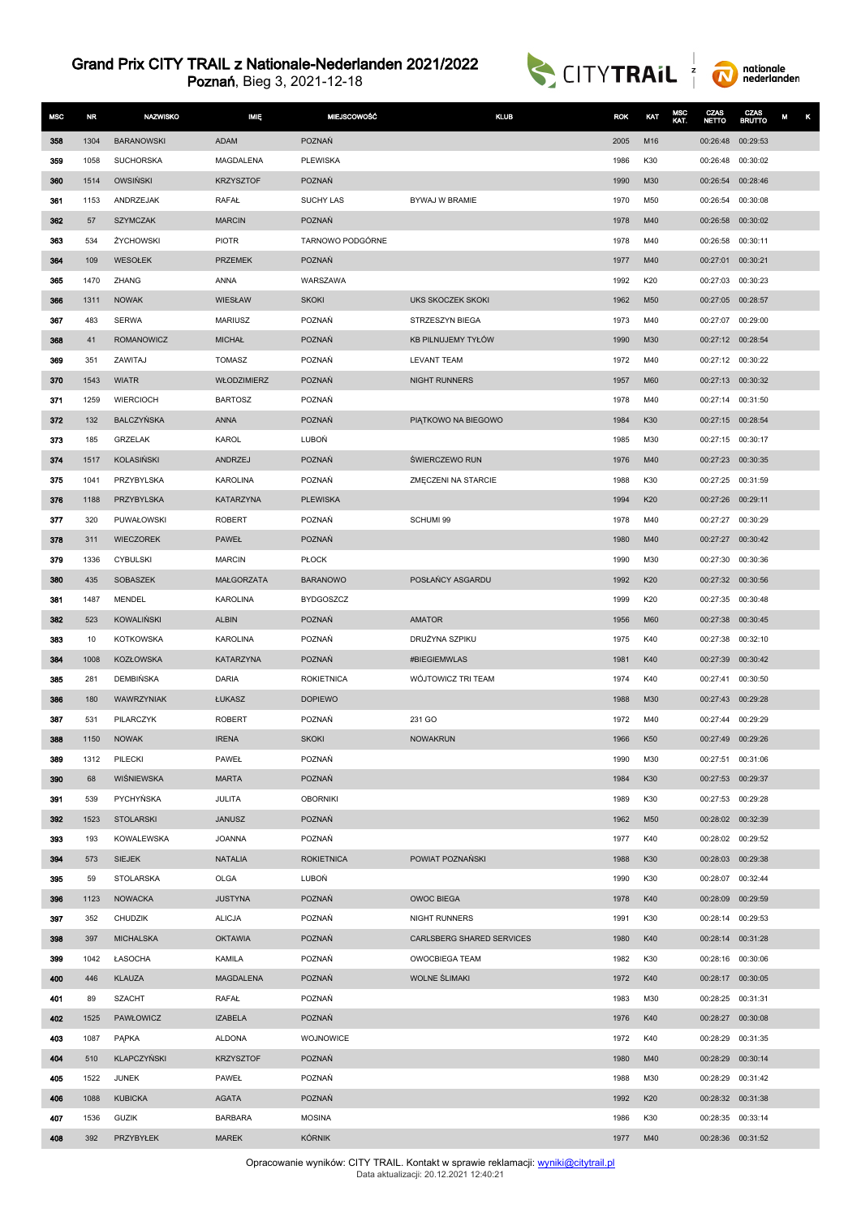# Grand Prix CITY TRAIL z Nationale-Nederlanden 2021/2022

**Poznań**, Bieg 3, 2021-12-18

| MSC | NR | NAZWISKO | IMIĘ | MIEJSCOWOŚĆ | KLUB | ROK | KAT | MSC KAT. | CZAS NETTO | CZAS BRUTTO | M | K |
|---|---|---|---|---|---|---|---|---|---|---|---|---|
| 358 | 1304 | BARANOWSKI | ADAM | POZNAŃ | | 2005 | M16 | | 00:26:48 | 00:29:53 | | |
| 359 | 1058 | SUCHORSKA | MAGDALENA | PLEWISKA | | 1986 | K30 | | 00:26:48 | 00:30:02 | | |
| 360 | 1514 | OWSIŃSKI | KRZYSZTOF | POZNAŃ | | 1990 | M30 | | 00:26:54 | 00:28:46 | | |
| 361 | 1153 | ANDRZEJAK | RAFAŁ | SUCHY LAS | BYWAJ W BRAMIE | 1970 | M50 | | 00:26:54 | 00:30:08 | | |
| 362 | 57 | SZYMCZAK | MARCIN | POZNAŃ | | 1978 | M40 | | 00:26:58 | 00:30:02 | | |
| 363 | 534 | ŻYCHOWSKI | PIOTR | TARNOWO PODGÓRNE | | 1978 | M40 | | 00:26:58 | 00:30:11 | | |
| 364 | 109 | WESOŁEK | PRZEMEK | POZNAŃ | | 1977 | M40 | | 00:27:01 | 00:30:21 | | |
| 365 | 1470 | ZHANG | ANNA | WARSZAWA | | 1992 | K20 | | 00:27:03 | 00:30:23 | | |
| 366 | 1311 | NOWAK | WIESŁAW | SKOKI | UKS SKOCZEK SKOKI | 1962 | M50 | | 00:27:05 | 00:28:57 | | |
| 367 | 483 | SERWA | MARIUSZ | POZNAŃ | STRZESZYN BIEGA | 1973 | M40 | | 00:27:07 | 00:29:00 | | |
| 368 | 41 | ROMANOWICZ | MICHAŁ | POZNAŃ | KB PILNUJEMY TYŁÓW | 1990 | M30 | | 00:27:12 | 00:28:54 | | |
| 369 | 351 | ZAWITAJ | TOMASZ | POZNAŃ | LEVANT TEAM | 1972 | M40 | | 00:27:12 | 00:30:22 | | |
| 370 | 1543 | WIATR | WŁODZIMIERZ | POZNAŃ | NIGHT RUNNERS | 1957 | M60 | | 00:27:13 | 00:30:32 | | |
| 371 | 1259 | WIERCIOCH | BARTOSZ | POZNAŃ | | 1978 | M40 | | 00:27:14 | 00:31:50 | | |
| 372 | 132 | BALCZYŃSKA | ANNA | POZNAŃ | PIĄTKOWO NA BIEGOWO | 1984 | K30 | | 00:27:15 | 00:28:54 | | |
| 373 | 185 | GRZELAK | KAROL | LUBOŃ | | 1985 | M30 | | 00:27:15 | 00:30:17 | | |
| 374 | 1517 | KOLASIŃSKI | ANDRZEJ | POZNAŃ | ŚWIERCZEWO RUN | 1976 | M40 | | 00:27:23 | 00:30:35 | | |
| 375 | 1041 | PRZYBYLSKA | KAROLINA | POZNAŃ | ZMĘCZENI NA STARCIE | 1988 | K30 | | 00:27:25 | 00:31:59 | | |
| 376 | 1188 | PRZYBYLSKA | KATARZYNA | PLEWISKA | | 1994 | K20 | | 00:27:26 | 00:29:11 | | |
| 377 | 320 | PUWAŁOWSKI | ROBERT | POZNAŃ | SCHUMI 99 | 1978 | M40 | | 00:27:27 | 00:30:29 | | |
| 378 | 311 | WIECZOREK | PAWEŁ | POZNAŃ | | 1980 | M40 | | 00:27:27 | 00:30:42 | | |
| 379 | 1336 | CYBULSKI | MARCIN | PŁOCK | | 1990 | M30 | | 00:27:30 | 00:30:36 | | |
| 380 | 435 | SOBASZEK | MAŁGORZATA | BARANOWO | POSŁAŃCY ASGARDU | 1992 | K20 | | 00:27:32 | 00:30:56 | | |
| 381 | 1487 | MENDEL | KAROLINA | BYDGOSZCZ | | 1999 | K20 | | 00:27:35 | 00:30:48 | | |
| 382 | 523 | KOWALIŃSKI | ALBIN | POZNAŃ | AMATOR | 1956 | M60 | | 00:27:38 | 00:30:45 | | |
| 383 | 10 | KOTKOWSKA | KAROLINA | POZNAŃ | DRUŻYNA SZPIKU | 1975 | K40 | | 00:27:38 | 00:32:10 | | |
| 384 | 1008 | KOZŁOWSKA | KATARZYNA | POZNAŃ | #BIEGIEMWLAS | 1981 | K40 | | 00:27:39 | 00:30:42 | | |
| 385 | 281 | DEMBIŃSKA | DARIA | ROKIETNICA | WÓJTOWICZ TRI TEAM | 1974 | K40 | | 00:27:41 | 00:30:50 | | |
| 386 | 180 | WAWRZYNIAK | ŁUKASZ | DOPIEWO | | 1988 | M30 | | 00:27:43 | 00:29:28 | | |
| 387 | 531 | PILARCZYK | ROBERT | POZNAŃ | 231 GO | 1972 | M40 | | 00:27:44 | 00:29:29 | | |
| 388 | 1150 | NOWAK | IRENA | SKOKI | NOWAKRUN | 1966 | K50 | | 00:27:49 | 00:29:26 | | |
| 389 | 1312 | PILECKI | PAWEŁ | POZNAŃ | | 1990 | M30 | | 00:27:51 | 00:31:06 | | |
| 390 | 68 | WIŚNIEWSKA | MARTA | POZNAŃ | | 1984 | K30 | | 00:27:53 | 00:29:37 | | |
| 391 | 539 | PYCHYŃSKA | JULITA | OBORNIKI | | 1989 | K30 | | 00:27:53 | 00:29:28 | | |
| 392 | 1523 | STOLARSKI | JANUSZ | POZNAŃ | | 1962 | M50 | | 00:28:02 | 00:32:39 | | |
| 393 | 193 | KOWALEWSKA | JOANNA | POZNAŃ | | 1977 | K40 | | 00:28:02 | 00:29:52 | | |
| 394 | 573 | SIEJEK | NATALIA | ROKIETNICA | POWIAT POZNAŃSKI | 1988 | K30 | | 00:28:03 | 00:29:38 | | |
| 395 | 59 | STOLARSKA | OLGA | LUBOŃ | | 1990 | K30 | | 00:28:07 | 00:32:44 | | |
| 396 | 1123 | NOWACKA | JUSTYNA | POZNAŃ | OWOC BIEGA | 1978 | K40 | | 00:28:09 | 00:29:59 | | |
| 397 | 352 | CHUDZIK | ALICJA | POZNAŃ | NIGHT RUNNERS | 1991 | K30 | | 00:28:14 | 00:29:53 | | |
| 398 | 397 | MICHALSKA | OKTAWIA | POZNAŃ | CARLSBERG SHARED SERVICES | 1980 | K40 | | 00:28:14 | 00:31:28 | | |
| 399 | 1042 | ŁASOCHA | KAMILA | POZNAŃ | OWOCBIEGA TEAM | 1982 | K30 | | 00:28:16 | 00:30:06 | | |
| 400 | 446 | KLAUZA | MAGDALENA | POZNAŃ | WOLNE ŚLIMAKI | 1972 | K40 | | 00:28:17 | 00:30:05 | | |
| 401 | 89 | SZACHT | RAFAŁ | POZNAŃ | | 1983 | M30 | | 00:28:25 | 00:31:31 | | |
| 402 | 1525 | PAWŁOWICZ | IZABELA | POZNAŃ | | 1976 | K40 | | 00:28:27 | 00:30:08 | | |
| 403 | 1087 | PĄPKA | ALDONA | WOJNOWICE | | 1972 | K40 | | 00:28:29 | 00:31:35 | | |
| 404 | 510 | KLAPCZYŃSKI | KRZYSZTOF | POZNAŃ | | 1980 | M40 | | 00:28:29 | 00:30:14 | | |
| 405 | 1522 | JUNEK | PAWEŁ | POZNAŃ | | 1988 | M30 | | 00:28:29 | 00:31:42 | | |
| 406 | 1088 | KUBICKA | AGATA | POZNAŃ | | 1992 | K20 | | 00:28:32 | 00:31:38 | | |
| 407 | 1536 | GUZIK | BARBARA | MOSINA | | 1986 | K30 | | 00:28:35 | 00:33:14 | | |
| 408 | 392 | PRZYBYŁEK | MAREK | KÓRNIK | | 1977 | M40 | | 00:28:36 | 00:31:52 | | |

Opracowanie wyników: CITY TRAIL. Kontakt w sprawie reklamacji: wyniki@citytrail.pl
Data aktualizacji: 20.12.2021 12:40:21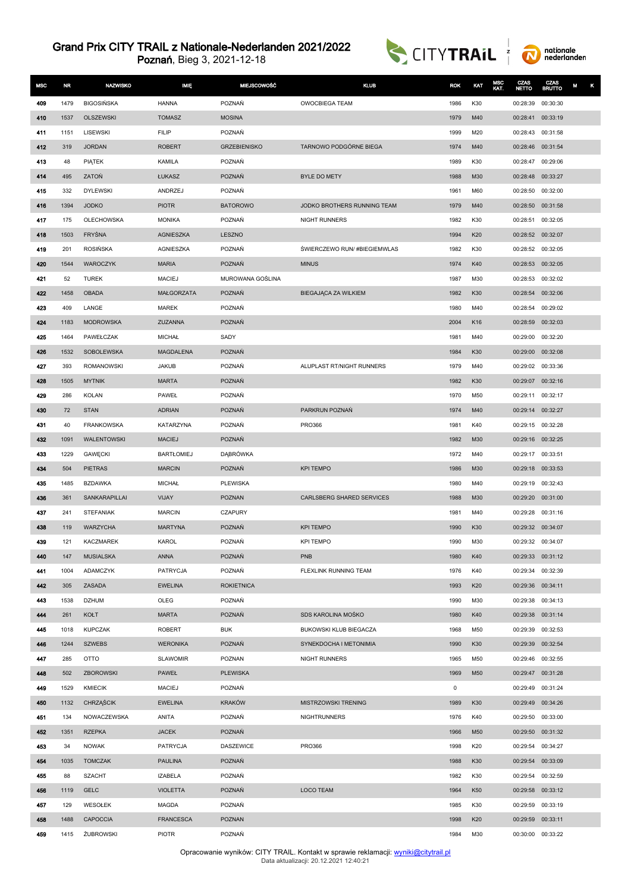# Grand Prix CITY TRAIL z Nationale-Nederlanden 2021/2022

**Poznań**, Bieg 3, 2021-12-18

| MSC | NR | NAZWISKO | IMIĘ | MIEJSCOWOŚĆ | KLUB | ROK | KAT | MSC KAT. | CZAS NETTO | CZAS BRUTTO | M | K |
|---|---|---|---|---|---|---|---|---|---|---|---|---|
| 409 | 1479 | BIGOSIŃSKA | HANNA | POZNAŃ | OWOCBIEGA TEAM | 1986 | K30 | | 00:28:39 | 00:30:30 | | |
| 410 | 1537 | OLSZEWSKI | TOMASZ | MOSINA | | 1979 | M40 | | 00:28:41 | 00:33:19 | | |
| 411 | 1151 | LISEWSKI | FILIP | POZNAŃ | | 1999 | M20 | | 00:28:43 | 00:31:58 | | |
| 412 | 319 | JORDAN | ROBERT | GRZEBIENISKO | TARNOWO PODGÓRNE BIEGA | 1974 | M40 | | 00:28:46 | 00:31:54 | | |
| 413 | 48 | PIĄTEK | KAMILA | POZNAŃ | | 1989 | K30 | | 00:28:47 | 00:29:06 | | |
| 414 | 495 | ZATOŃ | ŁUKASZ | POZNAŃ | BYLE DO METY | 1988 | M30 | | 00:28:48 | 00:33:27 | | |
| 415 | 332 | DYLEWSKI | ANDRZEJ | POZNAŃ | | 1961 | M60 | | 00:28:50 | 00:32:00 | | |
| 416 | 1394 | JODKO | PIOTR | BATOROWO | JODKO BROTHERS RUNNING TEAM | 1979 | M40 | | 00:28:50 | 00:31:58 | | |
| 417 | 175 | OLECHOWSKA | MONIKA | POZNAŃ | NIGHT RUNNERS | 1982 | K30 | | 00:28:51 | 00:32:05 | | |
| 418 | 1503 | FRYŚNA | AGNIESZKA | LESZNO | | 1994 | K20 | | 00:28:52 | 00:32:07 | | |
| 419 | 201 | ROSIŃSKA | AGNIESZKA | POZNAŃ | ŚWIERCZEWO RUN/ #BIEGIEMWLAS | 1982 | K30 | | 00:28:52 | 00:32:05 | | |
| 420 | 1544 | WAROCZYK | MARIA | POZNAŃ | MINUS | 1974 | K40 | | 00:28:53 | 00:32:05 | | |
| 421 | 52 | TUREK | MACIEJ | MUROWANA GOŚLINA | | 1987 | M30 | | 00:28:53 | 00:32:02 | | |
| 422 | 1458 | OBADA | MAŁGORZATA | POZNAŃ | BIEGAJĄCA ZA WILKIEM | 1982 | K30 | | 00:28:54 | 00:32:06 | | |
| 423 | 409 | LANGE | MAREK | POZNAŃ | | 1980 | M40 | | 00:28:54 | 00:29:02 | | |
| 424 | 1183 | MODROWSKA | ZUZANNA | POZNAŃ | | 2004 | K16 | | 00:28:59 | 00:32:03 | | |
| 425 | 1464 | PAWEŁCZAK | MICHAŁ | SADY | | 1981 | M40 | | 00:29:00 | 00:32:20 | | |
| 426 | 1532 | SOBOLEWSKA | MAGDALENA | POZNAŃ | | 1984 | K30 | | 00:29:00 | 00:32:08 | | |
| 427 | 393 | ROMANOWSKI | JAKUB | POZNAŃ | ALUPLAST RT/NIGHT RUNNERS | 1979 | M40 | | 00:29:02 | 00:33:36 | | |
| 428 | 1505 | MYTNIK | MARTA | POZNAŃ | | 1982 | K30 | | 00:29:07 | 00:32:16 | | |
| 429 | 286 | KOLAN | PAWEŁ | POZNAŃ | | 1970 | M50 | | 00:29:11 | 00:32:17 | | |
| 430 | 72 | STAN | ADRIAN | POZNAŃ | PARKRUN POZNAŃ | 1974 | M40 | | 00:29:14 | 00:32:27 | | |
| 431 | 40 | FRANKOWSKA | KATARZYNA | POZNAŃ | PRO366 | 1981 | K40 | | 00:29:15 | 00:32:28 | | |
| 432 | 1091 | WALENTOWSKI | MACIEJ | POZNAŃ | | 1982 | M30 | | 00:29:16 | 00:32:25 | | |
| 433 | 1229 | GAWĘCKI | BARTŁOMIEJ | DĄBRÓWKA | | 1972 | M40 | | 00:29:17 | 00:33:51 | | |
| 434 | 504 | PIETRAS | MARCIN | POZNAŃ | KPI TEMPO | 1986 | M30 | | 00:29:18 | 00:33:53 | | |
| 435 | 1485 | BZDAWKA | MICHAŁ | PLEWISKA | | 1980 | M40 | | 00:29:19 | 00:32:43 | | |
| 436 | 361 | SANKARAPILLAI | VIJAY | POZNAN | CARLSBERG SHARED SERVICES | 1988 | M30 | | 00:29:20 | 00:31:00 | | |
| 437 | 241 | STEFANIAK | MARCIN | CZAPURY | | 1981 | M40 | | 00:29:28 | 00:31:16 | | |
| 438 | 119 | WARZYCHA | MARTYNA | POZNAŃ | KPI TEMPO | 1990 | K30 | | 00:29:32 | 00:34:07 | | |
| 439 | 121 | KACZMAREK | KAROL | POZNAŃ | KPI TEMPO | 1990 | M30 | | 00:29:32 | 00:34:07 | | |
| 440 | 147 | MUSIALSKA | ANNA | POZNAŃ | PNB | 1980 | K40 | | 00:29:33 | 00:31:12 | | |
| 441 | 1004 | ADAMCZYK | PATRYCJA | POZNAŃ | FLEXLINK RUNNING TEAM | 1976 | K40 | | 00:29:34 | 00:32:39 | | |
| 442 | 305 | ZASADA | EWELINA | ROKIETNICA | | 1993 | K20 | | 00:29:36 | 00:34:11 | | |
| 443 | 1538 | DZHUM | OLEG | POZNAŃ | | 1990 | M30 | | 00:29:38 | 00:34:13 | | |
| 444 | 261 | KOŁT | MARTA | POZNAŃ | SDS KAROLINA MOŚKO | 1980 | K40 | | 00:29:38 | 00:31:14 | | |
| 445 | 1018 | KUPCZAK | ROBERT | BUK | BUKOWSKI KLUB BIEGACZA | 1968 | M50 | | 00:29:39 | 00:32:53 | | |
| 446 | 1244 | SZWEBS | WERONIKA | POZNAŃ | SYNEKDOCHA I METONIMIA | 1990 | K30 | | 00:29:39 | 00:32:54 | | |
| 447 | 285 | OTTO | SLAWOMIR | POZNAN | NIGHT RUNNERS | 1965 | M50 | | 00:29:46 | 00:32:55 | | |
| 448 | 502 | ZBOROWSKI | PAWEŁ | PLEWISKA | | 1969 | M50 | | 00:29:47 | 00:31:28 | | |
| 449 | 1529 | KMIECIK | MACIEJ | POZNAŃ | | 0 | | | 00:29:49 | 00:31:24 | | |
| 450 | 1132 | CHRZĄŚCIK | EWELINA | KRAKÓW | MISTRZOWSKI TRENING | 1989 | K30 | | 00:29:49 | 00:34:26 | | |
| 451 | 134 | NOWACZEWSKA | ANITA | POZNAŃ | NIGHTRUNNERS | 1976 | K40 | | 00:29:50 | 00:33:00 | | |
| 452 | 1351 | RZEPKA | JACEK | POZNAŃ | | 1966 | M50 | | 00:29:50 | 00:31:32 | | |
| 453 | 34 | NOWAK | PATRYCJA | DASZEWICE | PRO366 | 1998 | K20 | | 00:29:54 | 00:34:27 | | |
| 454 | 1035 | TOMCZAK | PAULINA | POZNAŃ | | 1988 | K30 | | 00:29:54 | 00:33:09 | | |
| 455 | 88 | SZACHT | IZABELA | POZNAŃ | | 1982 | K30 | | 00:29:54 | 00:32:59 | | |
| 456 | 1119 | GELC | VIOLETTA | POZNAŃ | LOCO TEAM | 1964 | K50 | | 00:29:58 | 00:33:12 | | |
| 457 | 129 | WESOŁEK | MAGDA | POZNAŃ | | 1985 | K30 | | 00:29:59 | 00:33:19 | | |
| 458 | 1488 | CAPOCCIA | FRANCESCA | POZNAN | | 1998 | K20 | | 00:29:59 | 00:33:11 | | |
| 459 | 1415 | ŻUBROWSKI | PIOTR | POZNAŃ | | 1984 | M30 | | 00:30:00 | 00:33:22 | | |

Opracowanie wyników: CITY TRAIL. Kontakt w sprawie reklamacji: wyniki@citytrail.pl
Data aktualizacji: 20.12.2021 12:40:21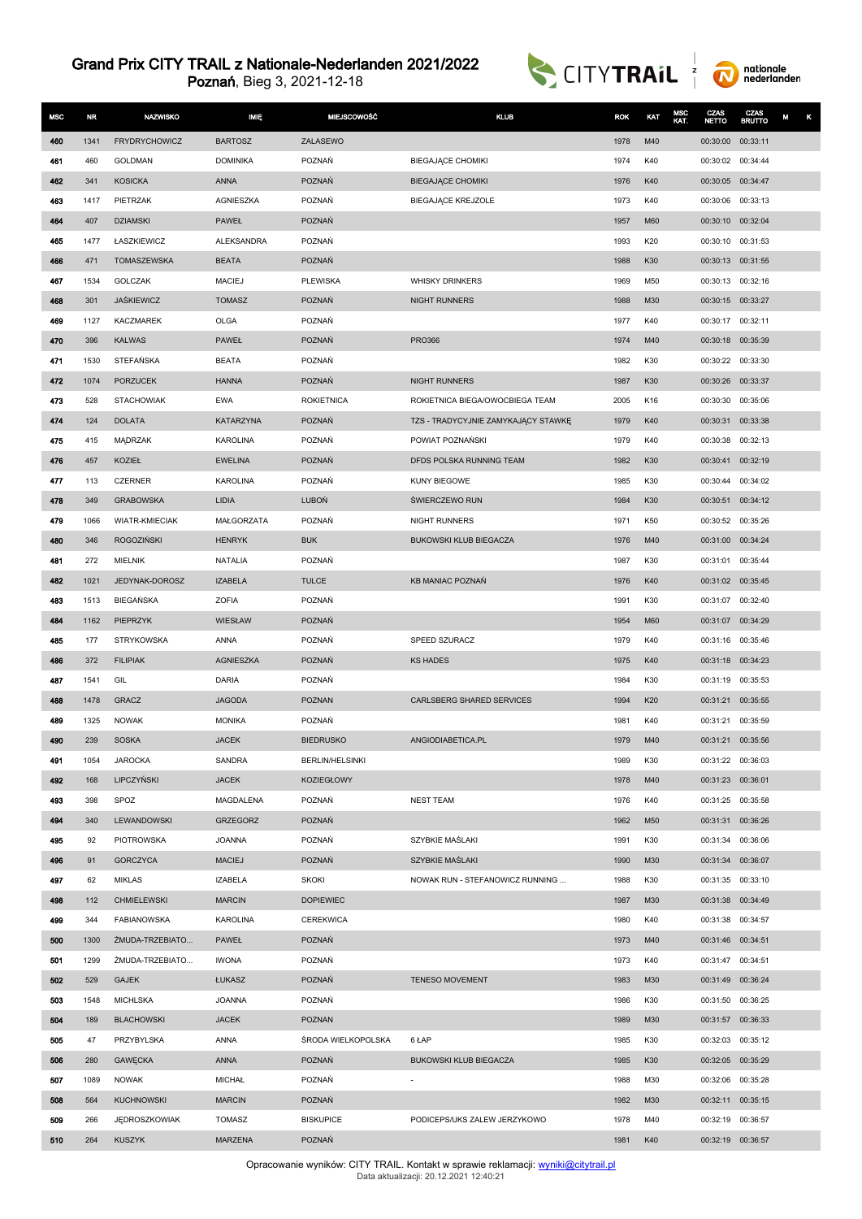# Grand Prix CITY TRAIL z Nationale-Nederlanden 2021/2022

Poznań, Bieg 3, 2021-12-18

| MSC | NR | NAZWISKO | IMIĘ | MIEJSCOWOŚĆ | KLUB | ROK | KAT | MSC KAT. | CZAS NETTO | CZAS BRUTTO | M | K |
|---|---|---|---|---|---|---|---|---|---|---|---|---|
| 460 | 1341 | FRYDRYCHOWICZ | BARTOSZ | ZALASEWO | | 1978 | M40 | | 00:30:00 | 00:33:11 | | |
| 461 | 460 | GOLDMAN | DOMINIKA | POZNAŃ | BIEGAJĄCE CHOMIKI | 1974 | K40 | | 00:30:02 | 00:34:44 | | |
| 462 | 341 | KOSICKA | ANNA | POZNAŃ | BIEGAJĄCE CHOMIKI | 1976 | K40 | | 00:30:05 | 00:34:47 | | |
| 463 | 1417 | PIETRZAK | AGNIESZKA | POZNAŃ | BIEGAJĄCE KREJZOLE | 1973 | K40 | | 00:30:06 | 00:33:13 | | |
| 464 | 407 | DZIAMSKI | PAWEŁ | POZNAŃ | | 1957 | M60 | | 00:30:10 | 00:32:04 | | |
| 465 | 1477 | ŁASZKIEWICZ | ALEKSANDRA | POZNAŃ | | 1993 | K20 | | 00:30:10 | 00:31:53 | | |
| 466 | 471 | TOMASZEWSKA | BEATA | POZNAŃ | | 1988 | K30 | | 00:30:13 | 00:31:55 | | |
| 467 | 1534 | GOLCZAK | MACIEJ | PLEWISKA | WHISKY DRINKERS | 1969 | M50 | | 00:30:13 | 00:32:16 | | |
| 468 | 301 | JAŚKIEWICZ | TOMASZ | POZNAŃ | NIGHT RUNNERS | 1988 | M30 | | 00:30:15 | 00:33:27 | | |
| 469 | 1127 | KACZMAREK | OLGA | POZNAŃ | | 1977 | K40 | | 00:30:17 | 00:32:11 | | |
| 470 | 396 | KALWAS | PAWEŁ | POZNAŃ | PRO366 | 1974 | M40 | | 00:30:18 | 00:35:39 | | |
| 471 | 1530 | STEFAŃSKA | BEATA | POZNAŃ | | 1982 | K30 | | 00:30:22 | 00:33:30 | | |
| 472 | 1074 | PORZUCEK | HANNA | POZNAŃ | NIGHT RUNNERS | 1987 | K30 | | 00:30:26 | 00:33:37 | | |
| 473 | 528 | STACHOWIAK | EWA | ROKIETNICA | ROKIETNICA BIEGA/OWOCBIEGA TEAM | 2005 | K16 | | 00:30:30 | 00:35:06 | | |
| 474 | 124 | DOLATA | KATARZYNA | POZNAŃ | TZS - TRADYCYJNIE ZAMYKAJĄCY STAWKĘ | 1979 | K40 | | 00:30:31 | 00:33:38 | | |
| 475 | 415 | MĄDRZAK | KAROLINA | POZNAŃ | POWIAT POZNAŃSKI | 1979 | K40 | | 00:30:38 | 00:32:13 | | |
| 476 | 457 | KOZIEŁ | EWELINA | POZNAŃ | DFDS POLSKA RUNNING TEAM | 1982 | K30 | | 00:30:41 | 00:32:19 | | |
| 477 | 113 | CZERNER | KAROLINA | POZNAŃ | KUNY BIEGOWE | 1985 | K30 | | 00:30:44 | 00:34:02 | | |
| 478 | 349 | GRABOWSKA | LIDIA | LUBOŃ | ŚWIERCZEWO RUN | 1984 | K30 | | 00:30:51 | 00:34:12 | | |
| 479 | 1066 | WIATR-KMIECIAK | MAŁGORZATA | POZNAŃ | NIGHT RUNNERS | 1971 | K50 | | 00:30:52 | 00:35:26 | | |
| 480 | 346 | ROGOZIŃSKI | HENRYK | BUK | BUKOWSKI KLUB BIEGACZA | 1976 | M40 | | 00:31:00 | 00:34:24 | | |
| 481 | 272 | MIELNIK | NATALIA | POZNAŃ | | 1987 | K30 | | 00:31:01 | 00:35:44 | | |
| 482 | 1021 | JEDYNAK-DOROSZ | IZABELA | TULCE | KB MANIAC POZNAŃ | 1976 | K40 | | 00:31:02 | 00:35:45 | | |
| 483 | 1513 | BIEGAŃSKA | ZOFIA | POZNAŃ | | 1991 | K30 | | 00:31:07 | 00:32:40 | | |
| 484 | 1162 | PIEPRZYK | WIESŁAW | POZNAŃ | | 1954 | M60 | | 00:31:07 | 00:34:29 | | |
| 485 | 177 | STRYKOWSKA | ANNA | POZNAŃ | SPEED SZURACZ | 1979 | K40 | | 00:31:16 | 00:35:46 | | |
| 486 | 372 | FILIPIAK | AGNIESZKA | POZNAŃ | KS HADES | 1975 | K40 | | 00:31:18 | 00:34:23 | | |
| 487 | 1541 | GIL | DARIA | POZNAŃ | | 1984 | K30 | | 00:31:19 | 00:35:53 | | |
| 488 | 1478 | GRACZ | JAGODA | POZNAN | CARLSBERG SHARED SERVICES | 1994 | K20 | | 00:31:21 | 00:35:55 | | |
| 489 | 1325 | NOWAK | MONIKA | POZNAŃ | | 1981 | K40 | | 00:31:21 | 00:35:59 | | |
| 490 | 239 | SOSKA | JACEK | BIEDRUSKO | ANGIODIABETICA.PL | 1979 | M40 | | 00:31:21 | 00:35:56 | | |
| 491 | 1054 | JAROCKA | SANDRA | BERLIN/HELSINKI | | 1989 | K30 | | 00:31:22 | 00:36:03 | | |
| 492 | 168 | LIPCZYŃSKI | JACEK | KOZIEGŁOWY | | 1978 | M40 | | 00:31:23 | 00:36:01 | | |
| 493 | 398 | SPOZ | MAGDALENA | POZNAŃ | NEST TEAM | 1976 | K40 | | 00:31:25 | 00:35:58 | | |
| 494 | 340 | LEWANDOWSKI | GRZEGORZ | POZNAŃ | | 1962 | M50 | | 00:31:31 | 00:36:26 | | |
| 495 | 92 | PIOTROWSKA | JOANNA | POZNAŃ | SZYBKIE MAŚLAKI | 1991 | K30 | | 00:31:34 | 00:36:06 | | |
| 496 | 91 | GORCZYCA | MACIEJ | POZNAŃ | SZYBKIE MAŚLAKI | 1990 | M30 | | 00:31:34 | 00:36:07 | | |
| 497 | 62 | MIKLAS | IZABELA | SKOKI | NOWAK RUN - STEFANOWICZ RUNNING ... | 1988 | K30 | | 00:31:35 | 00:33:10 | | |
| 498 | 112 | CHMIELEWSKI | MARCIN | DOPIEWIEC | | 1987 | M30 | | 00:31:38 | 00:34:49 | | |
| 499 | 344 | FABIANOWSKA | KAROLINA | CEREKWICA | | 1980 | K40 | | 00:31:38 | 00:34:57 | | |
| 500 | 1300 | ŻMUDA-TRZEBIATO... | PAWEŁ | POZNAŃ | | 1973 | M40 | | 00:31:46 | 00:34:51 | | |
| 501 | 1299 | ŻMUDA-TRZEBIATO... | IWONA | POZNAŃ | | 1973 | K40 | | 00:31:47 | 00:34:51 | | |
| 502 | 529 | GAJEK | ŁUKASZ | POZNAŃ | TENESO MOVEMENT | 1983 | M30 | | 00:31:49 | 00:36:24 | | |
| 503 | 1548 | MICHLSKA | JOANNA | POZNAŃ | | 1986 | K30 | | 00:31:50 | 00:36:25 | | |
| 504 | 189 | BLACHOWSKI | JACEK | POZNAN | | 1989 | M30 | | 00:31:57 | 00:36:33 | | |
| 505 | 47 | PRZYBYLSKA | ANNA | ŚRODA WIELKOPOLSKA | 6 ŁAP | 1985 | K30 | | 00:32:03 | 00:35:12 | | |
| 506 | 280 | GAWĘCKA | ANNA | POZNAŃ | BUKOWSKI KLUB BIEGACZA | 1985 | K30 | | 00:32:05 | 00:35:29 | | |
| 507 | 1089 | NOWAK | MICHAŁ | POZNAŃ | - | 1988 | M30 | | 00:32:06 | 00:35:28 | | |
| 508 | 564 | KUCHNOWSKI | MARCIN | POZNAŃ | | 1982 | M30 | | 00:32:11 | 00:35:15 | | |
| 509 | 266 | JĘDROSZKOWIAK | TOMASZ | BISKUPICE | PODICEPS/UKS ZALEW JERZYKOWO | 1978 | M40 | | 00:32:19 | 00:36:57 | | |
| 510 | 264 | KUSZYK | MARZENA | POZNAŃ | | 1981 | K40 | | 00:32:19 | 00:36:57 | | |

Opracowanie wyników: CITY TRAIL. Kontakt w sprawie reklamacji: wyniki@citytrail.pl
Data aktualizacji: 20.12.2021 12:40:21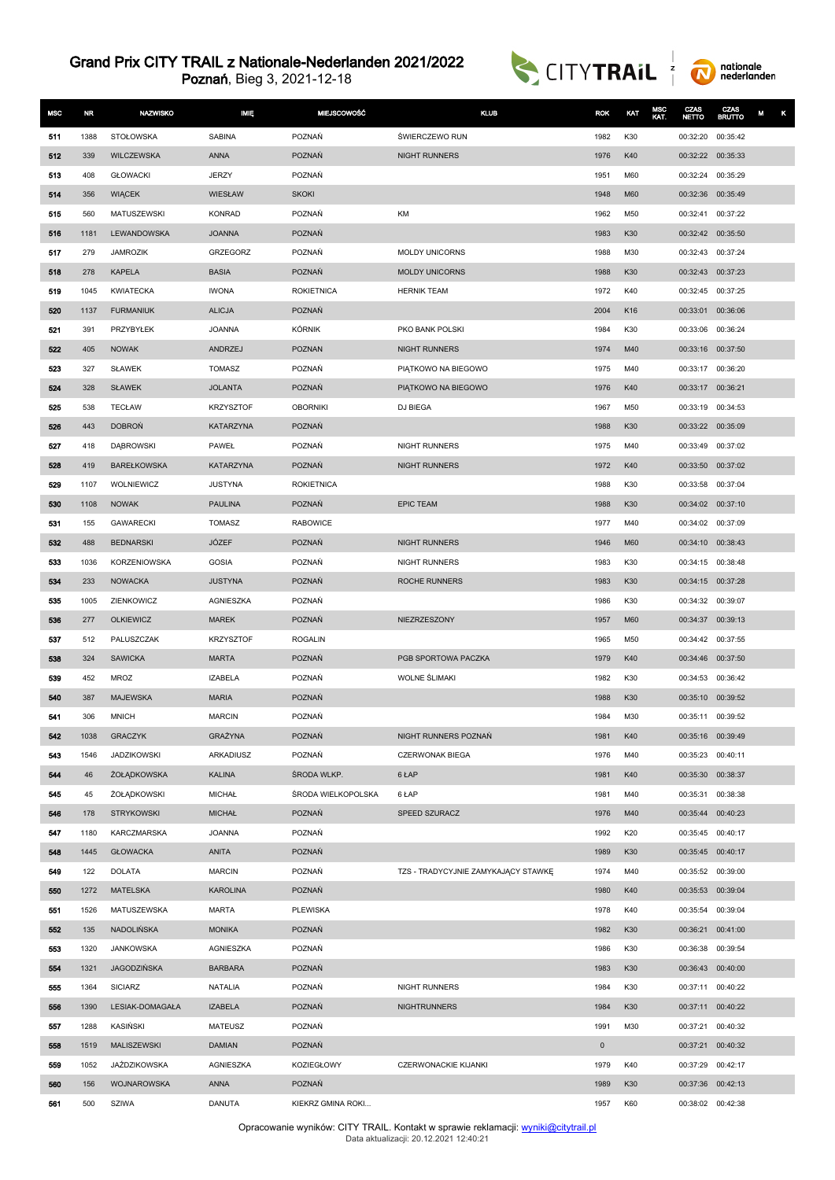# Grand Prix CITY TRAIL z Nationale-Nederlanden 2021/2022

**Poznań**, Bieg 3, 2021-12-18

| MSC | NR | NAZWISKO | IMIĘ | MIEJSCOWOŚĆ | KLUB | ROK | KAT | MSC KAT. | CZAS NETTO | CZAS BRUTTO | M | K |
|---|---|---|---|---|---|---|---|---|---|---|---|---|
| 511 | 1388 | STOŁOWSKA | SABINA | POZNAŃ | ŚWIERCZEWO RUN | 1982 | K30 | | 00:32:20 | 00:35:42 | | |
| 512 | 339 | WILCZEWSKA | ANNA | POZNAŃ | NIGHT RUNNERS | 1976 | K40 | | 00:32:22 | 00:35:33 | | |
| 513 | 408 | GŁOWACKI | JERZY | POZNAŃ | | 1951 | M60 | | 00:32:24 | 00:35:29 | | |
| 514 | 356 | WIĄCEK | WIESŁAW | SKOKI | | 1948 | M60 | | 00:32:36 | 00:35:49 | | |
| 515 | 560 | MATUSZEWSKI | KONRAD | POZNAŃ | KM | 1962 | M50 | | 00:32:41 | 00:37:22 | | |
| 516 | 1181 | LEWANDOWSKA | JOANNA | POZNAŃ | | 1983 | K30 | | 00:32:42 | 00:35:50 | | |
| 517 | 279 | JAMROZIK | GRZEGORZ | POZNAŃ | MOLDY UNICORNS | 1988 | M30 | | 00:32:43 | 00:37:24 | | |
| 518 | 278 | KAPELA | BASIA | POZNAŃ | MOLDY UNICORNS | 1988 | K30 | | 00:32:43 | 00:37:23 | | |
| 519 | 1045 | KWIATECKA | IWONA | ROKIETNICA | HERNIK TEAM | 1972 | K40 | | 00:32:45 | 00:37:25 | | |
| 520 | 1137 | FURMANIUK | ALICJA | POZNAŃ | | 2004 | K16 | | 00:33:01 | 00:36:06 | | |
| 521 | 391 | PRZYBYŁEK | JOANNA | KÓRNIK | PKO BANK POLSKI | 1984 | K30 | | 00:33:06 | 00:36:24 | | |
| 522 | 405 | NOWAK | ANDRZEJ | POZNAN | NIGHT RUNNERS | 1974 | M40 | | 00:33:16 | 00:37:50 | | |
| 523 | 327 | SŁAWEK | TOMASZ | POZNAŃ | PIĄTKOWO NA BIEGOWO | 1975 | M40 | | 00:33:17 | 00:36:20 | | |
| 524 | 328 | SŁAWEK | JOLANTA | POZNAŃ | PIĄTKOWO NA BIEGOWO | 1976 | K40 | | 00:33:17 | 00:36:21 | | |
| 525 | 538 | TECŁAW | KRZYSZTOF | OBORNIKI | DJ BIEGA | 1967 | M50 | | 00:33:19 | 00:34:53 | | |
| 526 | 443 | DOBROŃ | KATARZYNA | POZNAŃ | | 1988 | K30 | | 00:33:22 | 00:35:09 | | |
| 527 | 418 | DĄBROWSKI | PAWEŁ | POZNAŃ | NIGHT RUNNERS | 1975 | M40 | | 00:33:49 | 00:37:02 | | |
| 528 | 419 | BAREŁKOWSKA | KATARZYNA | POZNAŃ | NIGHT RUNNERS | 1972 | K40 | | 00:33:50 | 00:37:02 | | |
| 529 | 1107 | WOLNIEWICZ | JUSTYNA | ROKIETNICA | | 1988 | K30 | | 00:33:58 | 00:37:04 | | |
| 530 | 1108 | NOWAK | PAULINA | POZNAŃ | EPIC TEAM | 1988 | K30 | | 00:34:02 | 00:37:10 | | |
| 531 | 155 | GAWARECKI | TOMASZ | RABOWICE | | 1977 | M40 | | 00:34:02 | 00:37:09 | | |
| 532 | 488 | BEDNARSKI | JÓZEF | POZNAŃ | NIGHT RUNNERS | 1946 | M60 | | 00:34:10 | 00:38:43 | | |
| 533 | 1036 | KORZENIOWSKA | GOSIA | POZNAŃ | NIGHT RUNNERS | 1983 | K30 | | 00:34:15 | 00:38:48 | | |
| 534 | 233 | NOWACKA | JUSTYNA | POZNAŃ | ROCHE RUNNERS | 1983 | K30 | | 00:34:15 | 00:37:28 | | |
| 535 | 1005 | ZIENKOWICZ | AGNIESZKA | POZNAŃ | | 1986 | K30 | | 00:34:32 | 00:39:07 | | |
| 536 | 277 | OLKIEWICZ | MAREK | POZNAŃ | NIEZRZESZONY | 1957 | M60 | | 00:34:37 | 00:39:13 | | |
| 537 | 512 | PALUSZCZAK | KRZYSZTOF | ROGALIN | | 1965 | M50 | | 00:34:42 | 00:37:55 | | |
| 538 | 324 | SAWICKA | MARTA | POZNAŃ | PGB SPORTOWA PACZKA | 1979 | K40 | | 00:34:46 | 00:37:50 | | |
| 539 | 452 | MROZ | IZABELA | POZNAŃ | WOLNE ŚLIMAKI | 1982 | K30 | | 00:34:53 | 00:36:42 | | |
| 540 | 387 | MAJEWSKA | MARIA | POZNAŃ | | 1988 | K30 | | 00:35:10 | 00:39:52 | | |
| 541 | 306 | MNICH | MARCIN | POZNAŃ | | 1984 | M30 | | 00:35:11 | 00:39:52 | | |
| 542 | 1038 | GRACZYK | GRAŻYNA | POZNAŃ | NIGHT RUNNERS POZNAŃ | 1981 | K40 | | 00:35:16 | 00:39:49 | | |
| 543 | 1546 | JADZIKOWSKI | ARKADIUSZ | POZNAŃ | CZERWONAK BIEGA | 1976 | M40 | | 00:35:23 | 00:40:11 | | |
| 544 | 46 | ŻOŁĄDKOWSKA | KALINA | ŚRODA WLKP. | 6 ŁAP | 1981 | K40 | | 00:35:30 | 00:38:37 | | |
| 545 | 45 | ŻOŁĄDKOWSKI | MICHAŁ | ŚRODA WIELKOPOLSKA | 6 ŁAP | 1981 | M40 | | 00:35:31 | 00:38:38 | | |
| 546 | 178 | STRYKOWSKI | MICHAŁ | POZNAŃ | SPEED SZURACZ | 1976 | M40 | | 00:35:44 | 00:40:23 | | |
| 547 | 1180 | KARCZMARSKA | JOANNA | POZNAŃ | | 1992 | K20 | | 00:35:45 | 00:40:17 | | |
| 548 | 1445 | GŁOWACKA | ANITA | POZNAŃ | | 1989 | K30 | | 00:35:45 | 00:40:17 | | |
| 549 | 122 | DOLATA | MARCIN | POZNAŃ | TZS - TRADYCYJNIE ZAMYKAJĄCY STAWKĘ | 1974 | M40 | | 00:35:52 | 00:39:00 | | |
| 550 | 1272 | MATELSKA | KAROLINA | POZNAŃ | | 1980 | K40 | | 00:35:53 | 00:39:04 | | |
| 551 | 1526 | MATUSZEWSKA | MARTA | PLEWISKA | | 1978 | K40 | | 00:35:54 | 00:39:04 | | |
| 552 | 135 | NADOLIŃSKA | MONIKA | POZNAŃ | | 1982 | K30 | | 00:36:21 | 00:41:00 | | |
| 553 | 1320 | JANKOWSKA | AGNIESZKA | POZNAŃ | | 1986 | K30 | | 00:36:38 | 00:39:54 | | |
| 554 | 1321 | JAGODZIŃSKA | BARBARA | POZNAŃ | | 1983 | K30 | | 00:36:43 | 00:40:00 | | |
| 555 | 1364 | SICIARZ | NATALIA | POZNAŃ | NIGHT RUNNERS | 1984 | K30 | | 00:37:11 | 00:40:22 | | |
| 556 | 1390 | LESIAK-DOMAGAŁA | IZABELA | POZNAŃ | NIGHTRUNNERS | 1984 | K30 | | 00:37:11 | 00:40:22 | | |
| 557 | 1288 | KASIŃSKI | MATEUSZ | POZNAŃ | | 1991 | M30 | | 00:37:21 | 00:40:32 | | |
| 558 | 1519 | MALISZEWSKI | DAMIAN | POZNAŃ | | 0 | | | 00:37:21 | 00:40:32 | | |
| 559 | 1052 | JAŻDZIKOWSKA | AGNIESZKA | KOZIEGŁOWY | CZERWONACKIE KIJANKI | 1979 | K40 | | 00:37:29 | 00:42:17 | | |
| 560 | 156 | WOJNAROWSKA | ANNA | POZNAŃ | | 1989 | K30 | | 00:37:36 | 00:42:13 | | |
| 561 | 500 | SZIWA | DANUTA | KIEKRZ GMINA ROKI... | | 1957 | K60 | | 00:38:02 | 00:42:38 | | |

Opracowanie wyników: CITY TRAIL. Kontakt w sprawie reklamacji: wyniki@citytrail.pl
Data aktualizacji: 20.12.2021 12:40:21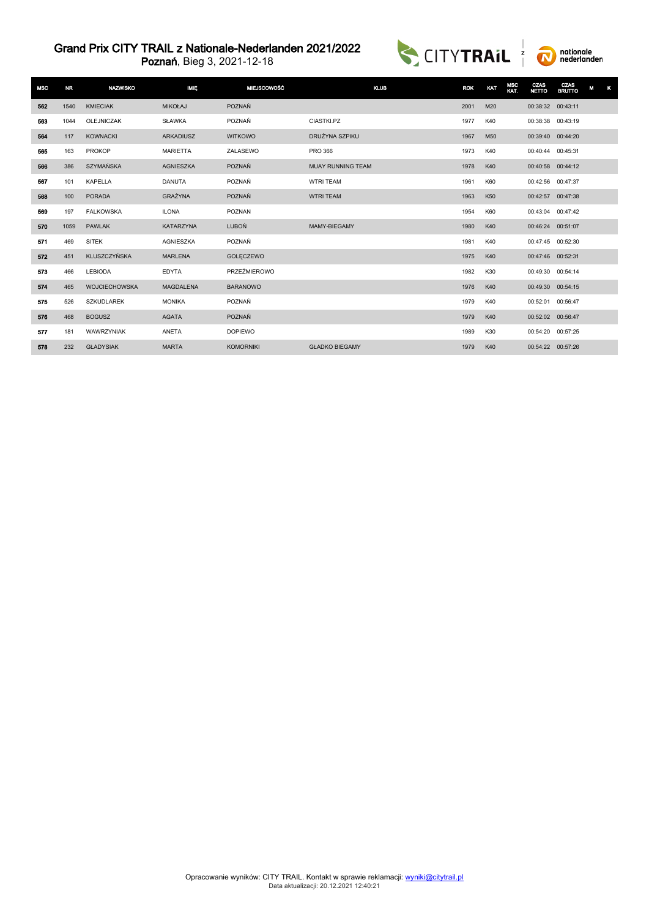# Grand Prix CITY TRAIL z Nationale-Nederlanden 2021/2022

**Poznań**, Bieg 3, 2021-12-18

| MSC | NR | NAZWISKO | IMIĘ | MIEJSCOWOŚĆ | KLUB | ROK | KAT | MSC KAT. | CZAS NETTO | CZAS BRUTTO | M | K |
|---|---|---|---|---|---|---|---|---|---|---|---|---|
| 562 | 1540 | KMIECIAK | MIKOŁAJ | POZNAŃ | | 2001 | M20 | | 00:38:32 | 00:43:11 | | |
| 563 | 1044 | OLEJNICZAK | SŁAWKA | POZNAŃ | CIASTKI.PZ | 1977 | K40 | | 00:38:38 | 00:43:19 | | |
| 564 | 117 | KOWNACKI | ARKADIUSZ | WITKOWO | DRUŻYNA SZPIKU | 1967 | M50 | | 00:39:40 | 00:44:20 | | |
| 565 | 163 | PROKOP | MARIETTA | ZALASEWO | PRO 366 | 1973 | K40 | | 00:40:44 | 00:45:31 | | |
| 566 | 386 | SZYMAŃSKA | AGNIESZKA | POZNAŃ | MUAY RUNNING TEAM | 1978 | K40 | | 00:40:58 | 00:44:12 | | |
| 567 | 101 | KAPELLA | DANUTA | POZNAŃ | WTRI TEAM | 1961 | K60 | | 00:42:56 | 00:47:37 | | |
| 568 | 100 | PORADA | GRAŻYNA | POZNAŃ | WTRI TEAM | 1963 | K50 | | 00:42:57 | 00:47:38 | | |
| 569 | 197 | FALKOWSKA | ILONA | POZNAN | | 1954 | K60 | | 00:43:04 | 00:47:42 | | |
| 570 | 1059 | PAWLAK | KATARZYNA | LUBOŃ | MAMY-BIEGAMY | 1980 | K40 | | 00:46:24 | 00:51:07 | | |
| 571 | 469 | SITEK | AGNIESZKA | POZNAŃ | | 1981 | K40 | | 00:47:45 | 00:52:30 | | |
| 572 | 451 | KLUSZCZYŃSKA | MARLENA | GOLĘCZEWO | | 1975 | K40 | | 00:47:46 | 00:52:31 | | |
| 573 | 466 | LEBIODA | EDYTA | PRZEŹMIEROWO | | 1982 | K30 | | 00:49:30 | 00:54:14 | | |
| 574 | 465 | WOJCIECHOWSKA | MAGDALENA | BARANOWO | | 1976 | K40 | | 00:49:30 | 00:54:15 | | |
| 575 | 526 | SZKUDLAREK | MONIKA | POZNAŃ | | 1979 | K40 | | 00:52:01 | 00:56:47 | | |
| 576 | 468 | BOGUSZ | AGATA | POZNAŃ | | 1979 | K40 | | 00:52:02 | 00:56:47 | | |
| 577 | 181 | WAWRZYNIAK | ANETA | DOPIEWO | | 1989 | K30 | | 00:54:20 | 00:57:25 | | |
| 578 | 232 | GŁADYSIAK | MARTA | KOMORNIKI | GŁADKO BIEGAMY | 1979 | K40 | | 00:54:22 | 00:57:26 | | |

Opracowanie wyników: CITY TRAIL. Kontakt w sprawie reklamacji: wyniki@citytrail.pl
Data aktualizacji: 20.12.2021 12:40:21